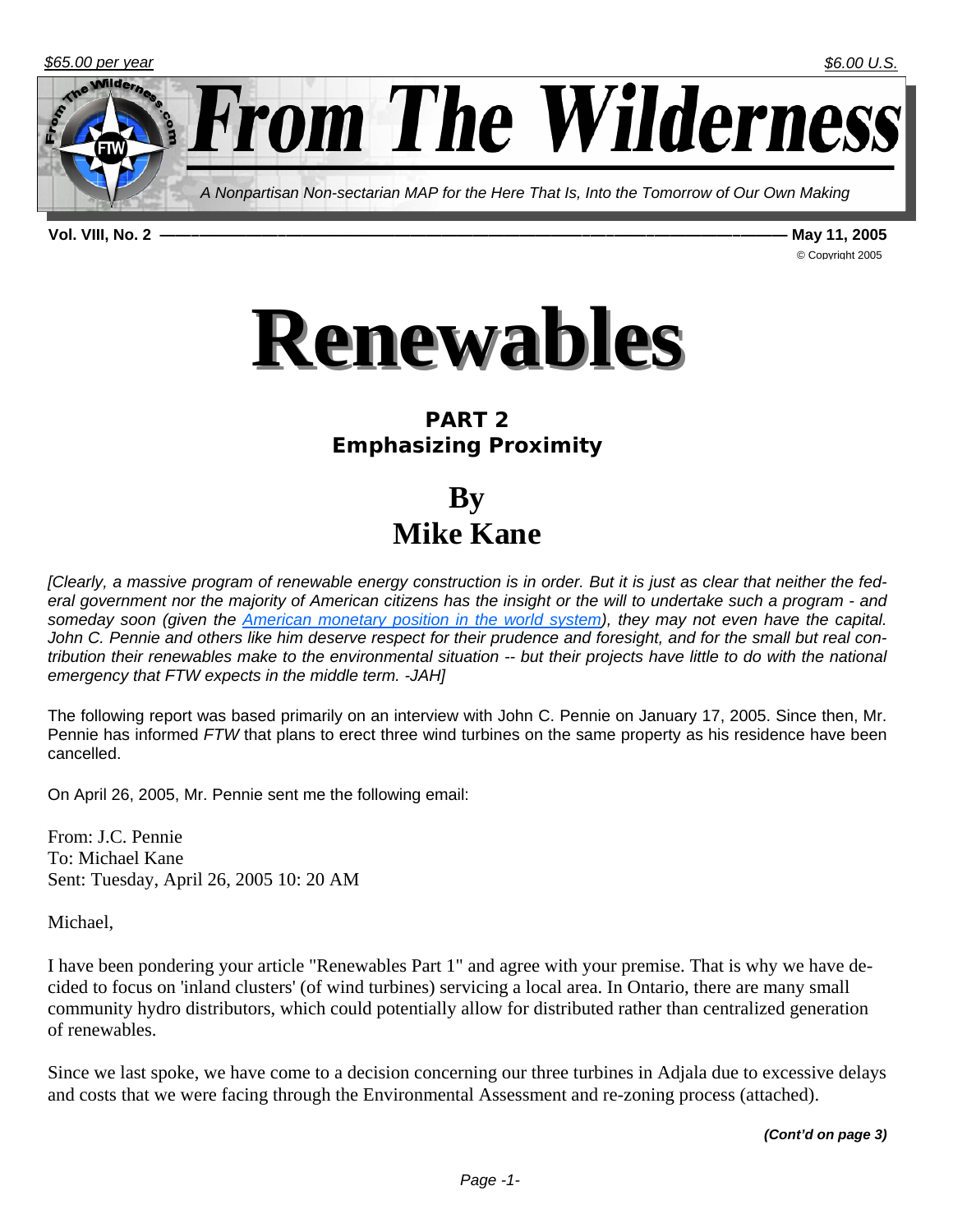$65.00 per year | $6.00 U.S.

# From The Wilderness

*A Nonpartisan Non-sectarian MAP for the Here That Is, Into the Tomorrow of Our Own Making*

**Vol. VIII, No. 2 — May 11, 2005**

© Copyright 2005

# Renewables

## PART 2
## Emphasizing Proximity

## By
## Mike Kane

*[Clearly, a massive program of renewable energy construction is in order. But it is just as clear that neither the federal government nor the majority of American citizens has the insight or the will to undertake such a program - and someday soon (given the American monetary position in the world system), they may not even have the capital. John C. Pennie and others like him deserve respect for their prudence and foresight, and for the small but real contribution their renewables make to the environmental situation -- but their projects have little to do with the national emergency that FTW expects in the middle term. -JAH]*

The following report was based primarily on an interview with John C. Pennie on January 17, 2005. Since then, Mr. Pennie has informed *FTW* that plans to erect three wind turbines on the same property as his residence have been cancelled.

On April 26, 2005, Mr. Pennie sent me the following email:

From: J.C. Pennie
To: Michael Kane
Sent: Tuesday, April 26, 2005 10: 20 AM

Michael,

I have been pondering your article "Renewables Part 1" and agree with your premise. That is why we have decided to focus on 'inland clusters' (of wind turbines) servicing a local area. In Ontario, there are many small community hydro distributors, which could potentially allow for distributed rather than centralized generation of renewables.

Since we last spoke, we have come to a decision concerning our three turbines in Adjala due to excessive delays and costs that we were facing through the Environmental Assessment and re-zoning process (attached).

***(Cont'd on page 3)***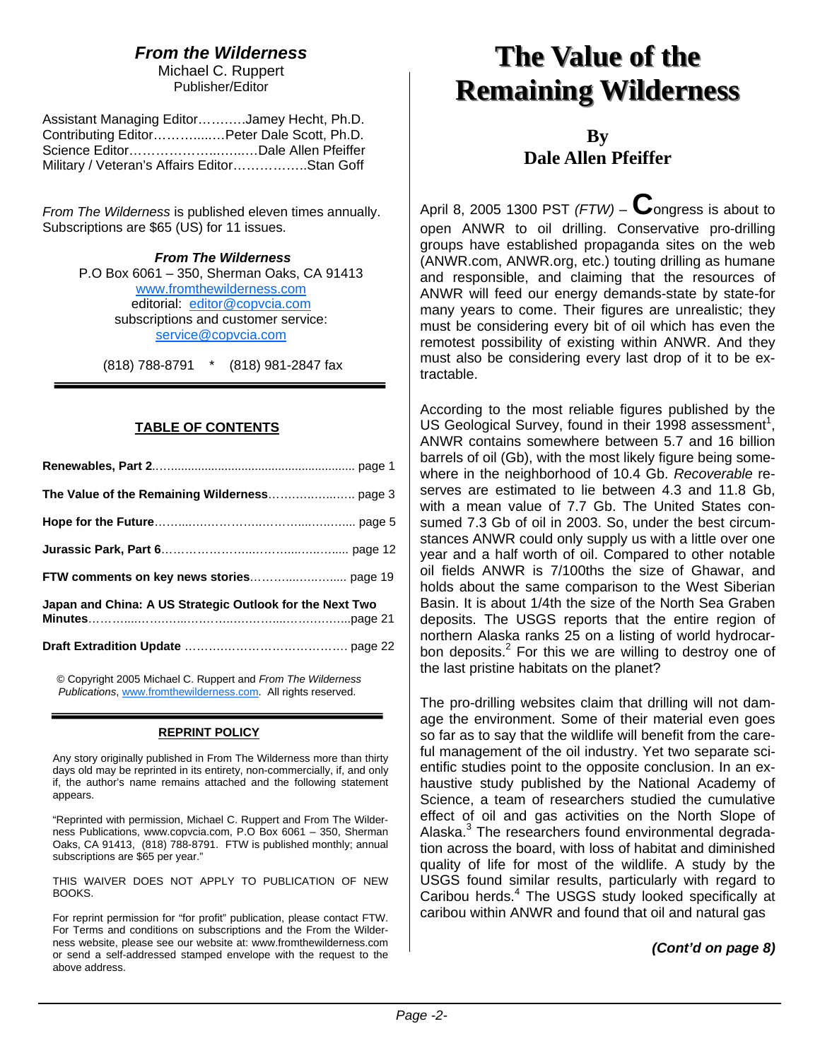### *From the Wilderness*

Michael C. Ruppert
Publisher/Editor

Assistant Managing Editor……….Jamey Hecht, Ph.D.
Contributing Editor……….……Peter Dale Scott, Ph.D.
Science Editor……………………….…Dale Allen Pfeiffer
Military / Veteran's Affairs Editor……………..Stan Goff

*From The Wilderness* is published eleven times annually. Subscriptions are $65 (US) for 11 issues.

***From The Wilderness***
P.O Box 6061 – 350, Sherman Oaks, CA 91413
www.fromthewilderness.com
editorial: editor@copvcia.com
subscriptions and customer service:
service@copvcia.com

(818) 788-8791 * (818) 981-2847 fax

**TABLE OF CONTENTS**

**Renewables, Part 2**……………………………………………… page 1

**The Value of the Remaining Wilderness**………………… page 3

**Hope for the Future**………………………………………… page 5

**Jurassic Park, Part 6**……………………………………… page 12

**FTW comments on key news stories**……………………… page 19

**Japan and China: A US Strategic Outlook for the Next Two Minutes**…………………………………………………page 21

**Draft Extradition Update** ………………………………… page 22

© Copyright 2005 Michael C. Ruppert and *From The Wilderness Publications*, www.fromthewilderness.com. All rights reserved.

**REPRINT POLICY**

Any story originally published in From The Wilderness more than thirty days old may be reprinted in its entirety, non-commercially, if, and only if, the author's name remains attached and the following statement appears.

"Reprinted with permission, Michael C. Ruppert and From The Wilderness Publications, www.copvcia.com, P.O Box 6061 – 350, Sherman Oaks, CA 91413, (818) 788-8791. FTW is published monthly; annual subscriptions are $65 per year."

THIS WAIVER DOES NOT APPLY TO PUBLICATION OF NEW BOOKS.

For reprint permission for "for profit" publication, please contact FTW. For Terms and conditions on subscriptions and the From the Wilderness website, please see our website at: www.fromthewilderness.com or send a self-addressed stamped envelope with the request to the above address.

# The Value of the Remaining Wilderness

**By
Dale Allen Pfeiffer**

April 8, 2005 1300 PST *(FTW)* – Congress is about to open ANWR to oil drilling. Conservative pro-drilling groups have established propaganda sites on the web (ANWR.com, ANWR.org, etc.) touting drilling as humane and responsible, and claiming that the resources of ANWR will feed our energy demands-state by state-for many years to come. Their figures are unrealistic; they must be considering every bit of oil which has even the remotest possibility of existing within ANWR. And they must also be considering every last drop of it to be extractable.

According to the most reliable figures published by the US Geological Survey, found in their 1998 assessment[1], ANWR contains somewhere between 5.7 and 16 billion barrels of oil (Gb), with the most likely figure being somewhere in the neighborhood of 10.4 Gb. *Recoverable* reserves are estimated to lie between 4.3 and 11.8 Gb, with a mean value of 7.7 Gb. The United States consumed 7.3 Gb of oil in 2003. So, under the best circumstances ANWR could only supply us with a little over one year and a half worth of oil. Compared to other notable oil fields ANWR is 7/100ths the size of Ghawar, and holds about the same comparison to the West Siberian Basin. It is about 1/4th the size of the North Sea Graben deposits. The USGS reports that the entire region of northern Alaska ranks 25 on a listing of world hydrocarbon deposits.[2] For this we are willing to destroy one of the last pristine habitats on the planet?

The pro-drilling websites claim that drilling will not damage the environment. Some of their material even goes so far as to say that the wildlife will benefit from the careful management of the oil industry. Yet two separate scientific studies point to the opposite conclusion. In an exhaustive study published by the National Academy of Science, a team of researchers studied the cumulative effect of oil and gas activities on the North Slope of Alaska.[3] The researchers found environmental degradation across the board, with loss of habitat and diminished quality of life for most of the wildlife. A study by the USGS found similar results, particularly with regard to Caribou herds.[4] The USGS study looked specifically at caribou within ANWR and found that oil and natural gas

***(Cont'd on page 8)***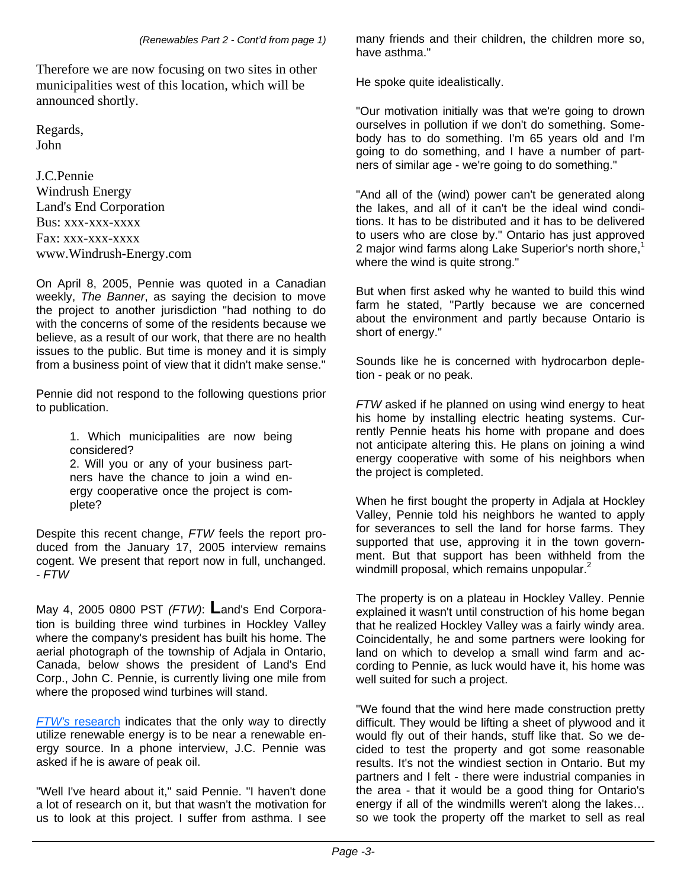*(Renewables Part 2 - Cont'd from page 1)*

Therefore we are now focusing on two sites in other municipalities west of this location, which will be announced shortly.

Regards,
John

J.C.Pennie
Windrush Energy
Land's End Corporation
Bus: xxx-xxx-xxxx
Fax: xxx-xxx-xxxx
www.Windrush-Energy.com

On April 8, 2005, Pennie was quoted in a Canadian weekly, *The Banner*, as saying the decision to move the project to another jurisdiction "had nothing to do with the concerns of some of the residents because we believe, as a result of our work, that there are no health issues to the public. But time is money and it is simply from a business point of view that it didn't make sense."

Pennie did not respond to the following questions prior to publication.

> 1. Which municipalities are now being considered?
> 2. Will you or any of your business partners have the chance to join a wind energy cooperative once the project is complete?

Despite this recent change, *FTW* feels the report produced from the January 17, 2005 interview remains cogent. We present that report now in full, unchanged. - *FTW*

May 4, 2005 0800 PST *(FTW)*: **L**and's End Corporation is building three wind turbines in Hockley Valley where the company's president has built his home. The aerial photograph of the township of Adjala in Ontario, Canada, below shows the president of Land's End Corp., John C. Pennie, is currently living one mile from where the proposed wind turbines will stand.

*FTW's* research indicates that the only way to directly utilize renewable energy is to be near a renewable energy source. In a phone interview, J.C. Pennie was asked if he is aware of peak oil.

"Well I've heard about it," said Pennie. "I haven't done a lot of research on it, but that wasn't the motivation for us to look at this project. I suffer from asthma. I see many friends and their children, the children more so, have asthma."

He spoke quite idealistically.

"Our motivation initially was that we're going to drown ourselves in pollution if we don't do something. Somebody has to do something. I'm 65 years old and I'm going to do something, and I have a number of partners of similar age - we're going to do something."

"And all of the (wind) power can't be generated along the lakes, and all of it can't be the ideal wind conditions. It has to be distributed and it has to be delivered to users who are close by." Ontario has just approved 2 major wind farms along Lake Superior's north shore,[1] where the wind is quite strong."

But when first asked why he wanted to build this wind farm he stated, "Partly because we are concerned about the environment and partly because Ontario is short of energy."

Sounds like he is concerned with hydrocarbon depletion - peak or no peak.

*FTW* asked if he planned on using wind energy to heat his home by installing electric heating systems. Currently Pennie heats his home with propane and does not anticipate altering this. He plans on joining a wind energy cooperative with some of his neighbors when the project is completed.

When he first bought the property in Adjala at Hockley Valley, Pennie told his neighbors he wanted to apply for severances to sell the land for horse farms. They supported that use, approving it in the town government. But that support has been withheld from the windmill proposal, which remains unpopular.[2]

The property is on a plateau in Hockley Valley. Pennie explained it wasn't until construction of his home began that he realized Hockley Valley was a fairly windy area. Coincidentally, he and some partners were looking for land on which to develop a small wind farm and according to Pennie, as luck would have it, his home was well suited for such a project.

"We found that the wind here made construction pretty difficult. They would be lifting a sheet of plywood and it would fly out of their hands, stuff like that. So we decided to test the property and got some reasonable results. It's not the windiest section in Ontario. But my partners and I felt - there were industrial companies in the area - that it would be a good thing for Ontario's energy if all of the windmills weren't along the lakes… so we took the property off the market to sell as real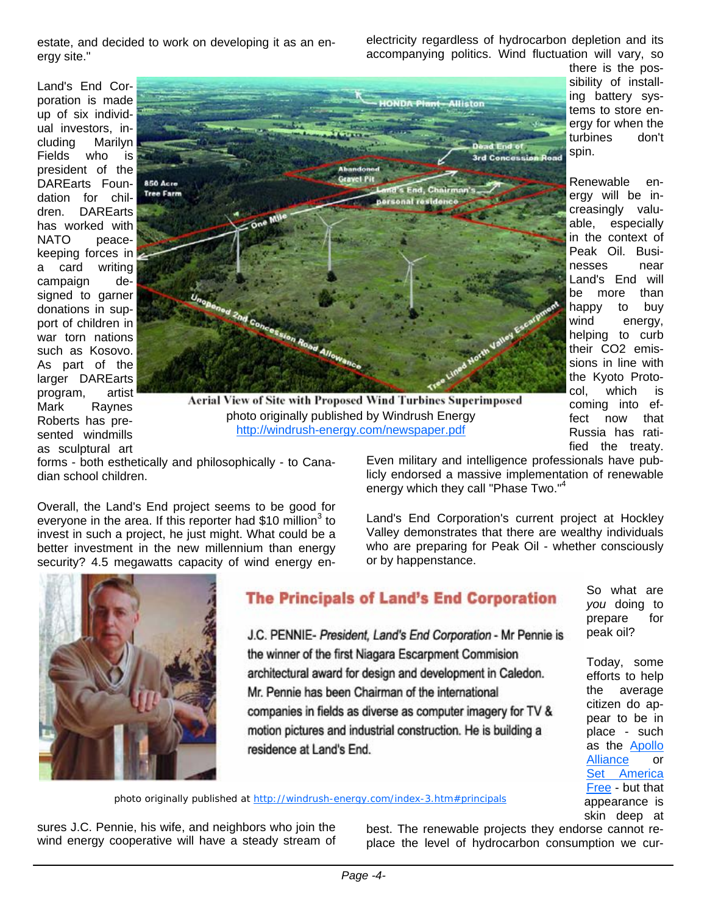estate, and decided to work on developing it as an energy site."

Land's End Corporation is made up of six individual investors, including Marilyn Fields who is president of the DAREarts Foundation for children. DAREarts has worked with NATO peacekeeping forces in a card writing campaign designed to garner donations in support of children in war torn nations such as Kosovo. As part of the larger DAREarts program, artist Mark Raynes Roberts has presented windmills as sculptural art forms - both esthetically and philosophically - to Canadian school children.

Aerial View of Site with Proposed Wind Turbines Superimposed
photo originally published by Windrush Energy
http://windrush-energy.com/newspaper.pdf

Overall, the Land's End project seems to be good for everyone in the area. If this reporter had $10 million[3] to invest in such a project, he just might. What could be a better investment in the new millennium than energy security? 4.5 megawatts capacity of wind energy ensures J.C. Pennie, his wife, and neighbors who join the wind energy cooperative will have a steady stream of electricity regardless of hydrocarbon depletion and its accompanying politics. Wind fluctuation will vary, so there is the possibility of installing battery systems to store energy for when the turbines don't spin.

Renewable energy will be increasingly valuable, especially in the context of Peak Oil. Businesses near Land's End will be more than happy to buy wind energy, helping to curb their $CO_2$ emissions in line with the Kyoto Protocol, which is coming into effect now that Russia has ratified the treaty.

Even military and intelligence professionals have publicly endorsed a massive implementation of renewable energy which they call "Phase Two."[4]

Land's End Corporation's current project at Hockley Valley demonstrates that there are wealthy individuals who are preparing for Peak Oil - whether consciously or by happenstance.

## The Principals of Land's End Corporation

J.C. PENNIE- *President, Land's End Corporation* - Mr Pennie is the winner of the first Niagara Escarpment Commision architectural award for design and development in Caledon. Mr. Pennie has been Chairman of the international companies in fields as diverse as computer imagery for TV & motion pictures and industrial construction. He is building a residence at Land's End.

photo originally published at http://windrush-energy.com/index-3.htm#principals

So what are *you* doing to prepare for peak oil?

Today, some efforts to help the average citizen do appear to be in place - such as the Apollo Alliance or Set America Free - but that appearance is skin deep at best. The renewable projects they endorse cannot replace the level of hydrocarbon consumption we cur-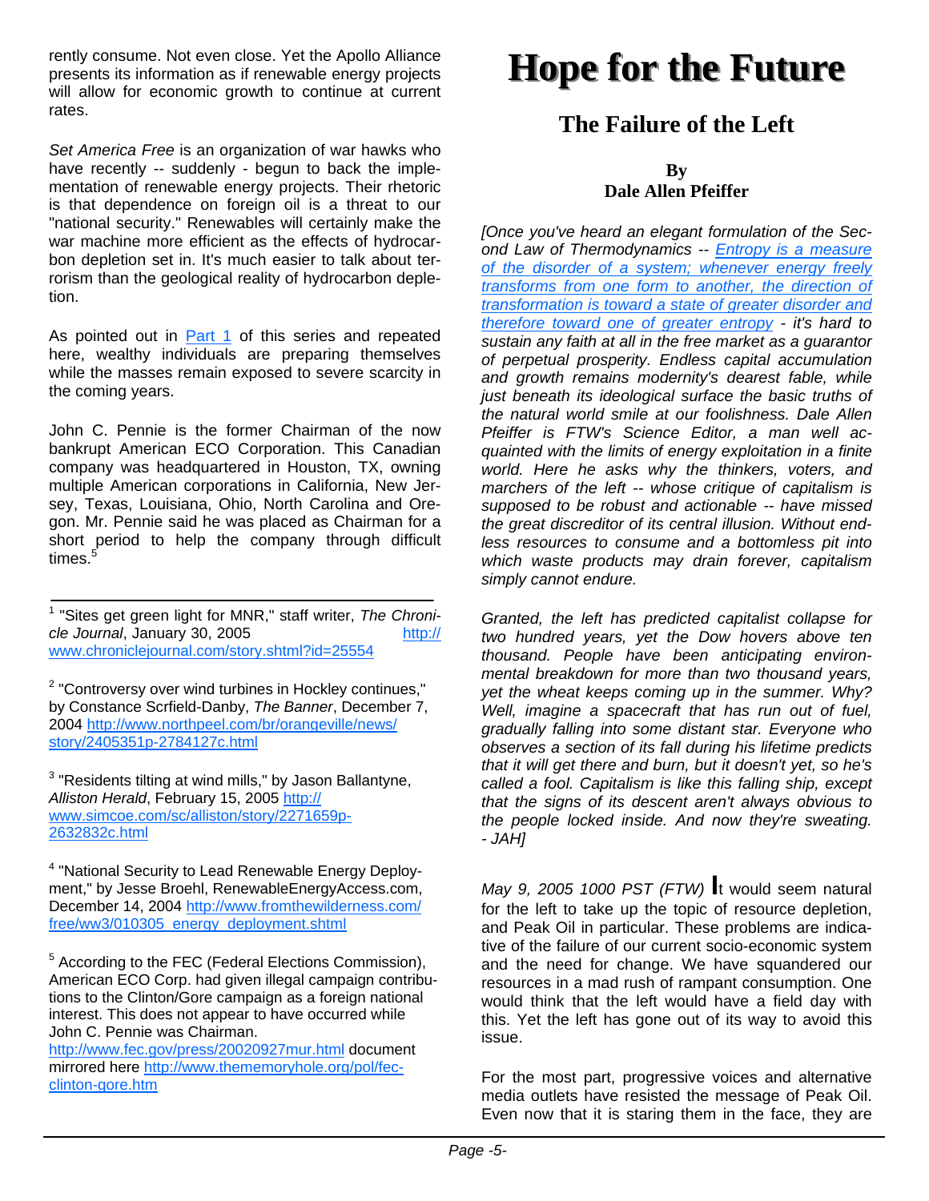rently consume. Not even close. Yet the Apollo Alliance presents its information as if renewable energy projects will allow for economic growth to continue at current rates.

*Set America Free* is an organization of war hawks who have recently -- suddenly - begun to back the implementation of renewable energy projects. Their rhetoric is that dependence on foreign oil is a threat to our "national security." Renewables will certainly make the war machine more efficient as the effects of hydrocarbon depletion set in. It's much easier to talk about terrorism than the geological reality of hydrocarbon depletion.

As pointed out in Part 1 of this series and repeated here, wealthy individuals are preparing themselves while the masses remain exposed to severe scarcity in the coming years.

John C. Pennie is the former Chairman of the now bankrupt American ECO Corporation. This Canadian company was headquartered in Houston, TX, owning multiple American corporations in California, New Jersey, Texas, Louisiana, Ohio, North Carolina and Oregon. Mr. Pennie said he was placed as Chairman for a short period to help the company through difficult times.[5]

---

[1] "Sites get green light for MNR," staff writer, *The Chronicle Journal*, January 30, 2005 http://www.chroniclejournal.com/story.shtml?id=25554

[2] "Controversy over wind turbines in Hockley continues," by Constance Scrfield-Danby, *The Banner*, December 7, 2004 http://www.northpeel.com/br/orangeville/news/story/2405351p-2784127c.html

[3] "Residents tilting at wind mills," by Jason Ballantyne, *Alliston Herald*, February 15, 2005 http://www.simcoe.com/sc/alliston/story/2271659p-2632832c.html

[4] "National Security to Lead Renewable Energy Deployment," by Jesse Broehl, RenewableEnergyAccess.com, December 14, 2004 http://www.fromthewilderness.com/free/ww3/010305_energy_deployment.shtml

[5] According to the FEC (Federal Elections Commission), American ECO Corp. had given illegal campaign contributions to the Clinton/Gore campaign as a foreign national interest. This does not appear to have occurred while John C. Pennie was Chairman.
http://www.fec.gov/press/20020927mur.html document mirrored here http://www.thememoryhole.org/pol/fec-clinton-gore.htm

# Hope for the Future

## The Failure of the Left

**By**
**Dale Allen Pfeiffer**

*[Once you've heard an elegant formulation of the Second Law of Thermodynamics -- Entropy is a measure of the disorder of a system; whenever energy freely transforms from one form to another, the direction of transformation is toward a state of greater disorder and therefore toward one of greater entropy - it's hard to sustain any faith at all in the free market as a guarantor of perpetual prosperity. Endless capital accumulation and growth remains modernity's dearest fable, while just beneath its ideological surface the basic truths of the natural world smile at our foolishness. Dale Allen Pfeiffer is FTW's Science Editor, a man well acquainted with the limits of energy exploitation in a finite world. Here he asks why the thinkers, voters, and marchers of the left -- whose critique of capitalism is supposed to be robust and actionable -- have missed the great discreditor of its central illusion. Without endless resources to consume and a bottomless pit into which waste products may drain forever, capitalism simply cannot endure.*

*Granted, the left has predicted capitalist collapse for two hundred years, yet the Dow hovers above ten thousand. People have been anticipating environmental breakdown for more than two thousand years, yet the wheat keeps coming up in the summer. Why? Well, imagine a spacecraft that has run out of fuel, gradually falling into some distant star. Everyone who observes a section of its fall during his lifetime predicts that it will get there and burn, but it doesn't yet, so he's called a fool. Capitalism is like this falling ship, except that the signs of its descent aren't always obvious to the people locked inside. And now they're sweating. - JAH]*

*May 9, 2005 1000 PST (FTW)* It would seem natural for the left to take up the topic of resource depletion, and Peak Oil in particular. These problems are indicative of the failure of our current socio-economic system and the need for change. We have squandered our resources in a mad rush of rampant consumption. One would think that the left would have a field day with this. Yet the left has gone out of its way to avoid this issue.

For the most part, progressive voices and alternative media outlets have resisted the message of Peak Oil. Even now that it is staring them in the face, they are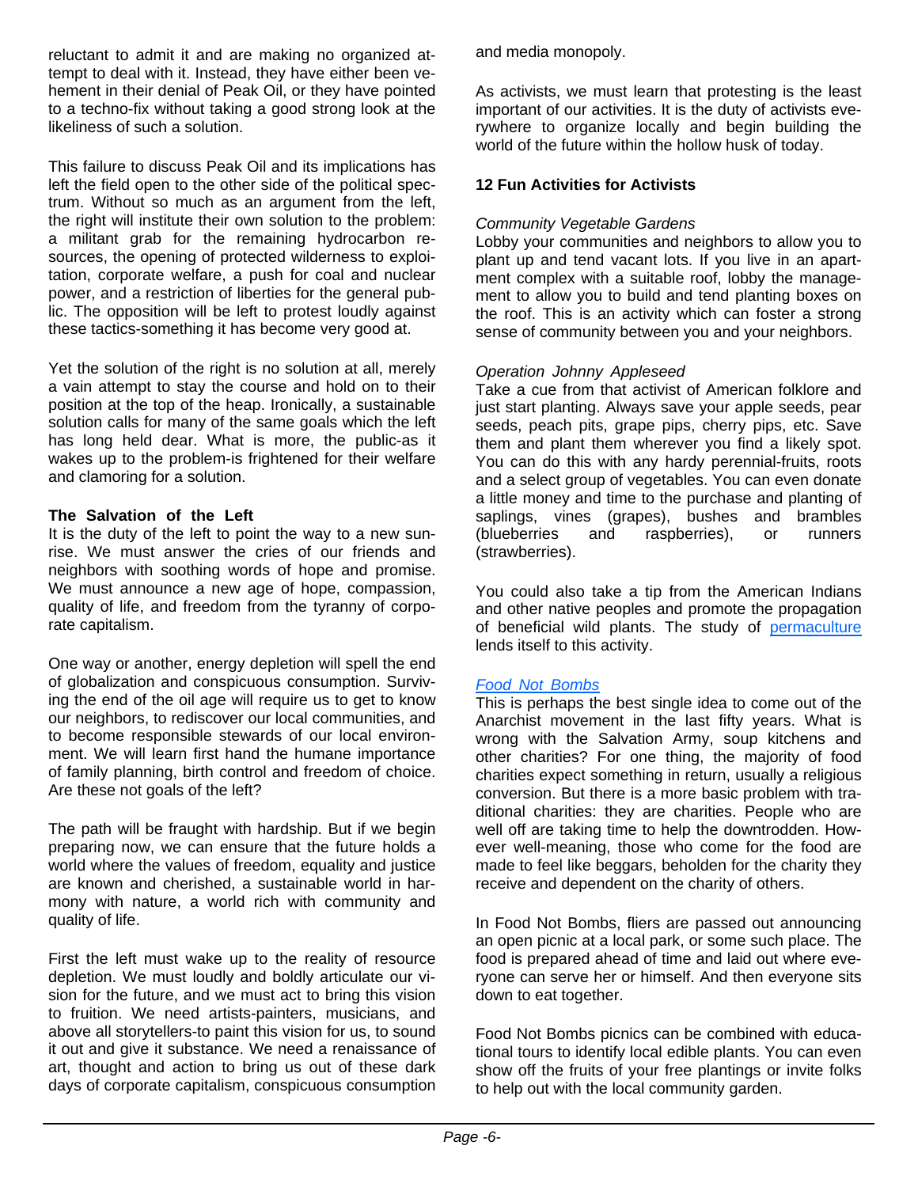reluctant to admit it and are making no organized attempt to deal with it. Instead, they have either been vehement in their denial of Peak Oil, or they have pointed to a techno-fix without taking a good strong look at the likeliness of such a solution.

This failure to discuss Peak Oil and its implications has left the field open to the other side of the political spectrum. Without so much as an argument from the left, the right will institute their own solution to the problem: a militant grab for the remaining hydrocarbon resources, the opening of protected wilderness to exploitation, corporate welfare, a push for coal and nuclear power, and a restriction of liberties for the general public. The opposition will be left to protest loudly against these tactics-something it has become very good at.

Yet the solution of the right is no solution at all, merely a vain attempt to stay the course and hold on to their position at the top of the heap. Ironically, a sustainable solution calls for many of the same goals which the left has long held dear. What is more, the public-as it wakes up to the problem-is frightened for their welfare and clamoring for a solution.

**The Salvation of the Left**

It is the duty of the left to point the way to a new sunrise. We must answer the cries of our friends and neighbors with soothing words of hope and promise. We must announce a new age of hope, compassion, quality of life, and freedom from the tyranny of corporate capitalism.

One way or another, energy depletion will spell the end of globalization and conspicuous consumption. Surviving the end of the oil age will require us to get to know our neighbors, to rediscover our local communities, and to become responsible stewards of our local environment. We will learn first hand the humane importance of family planning, birth control and freedom of choice. Are these not goals of the left?

The path will be fraught with hardship. But if we begin preparing now, we can ensure that the future holds a world where the values of freedom, equality and justice are known and cherished, a sustainable world in harmony with nature, a world rich with community and quality of life.

First the left must wake up to the reality of resource depletion. We must loudly and boldly articulate our vision for the future, and we must act to bring this vision to fruition. We need artists-painters, musicians, and above all storytellers-to paint this vision for us, to sound it out and give it substance. We need a renaissance of art, thought and action to bring us out of these dark days of corporate capitalism, conspicuous consumption and media monopoly.

As activists, we must learn that protesting is the least important of our activities. It is the duty of activists everywhere to organize locally and begin building the world of the future within the hollow husk of today.

**12 Fun Activities for Activists**

*Community Vegetable Gardens*

Lobby your communities and neighbors to allow you to plant up and tend vacant lots. If you live in an apartment complex with a suitable roof, lobby the management to allow you to build and tend planting boxes on the roof. This is an activity which can foster a strong sense of community between you and your neighbors.

*Operation Johnny Appleseed*

Take a cue from that activist of American folklore and just start planting. Always save your apple seeds, pear seeds, peach pits, grape pips, cherry pips, etc. Save them and plant them wherever you find a likely spot. You can do this with any hardy perennial-fruits, roots and a select group of vegetables. You can even donate a little money and time to the purchase and planting of saplings, vines (grapes), bushes and brambles (blueberries and raspberries), or runners (strawberries).

You could also take a tip from the American Indians and other native peoples and promote the propagation of beneficial wild plants. The study of permaculture lends itself to this activity.

*Food Not Bombs*

This is perhaps the best single idea to come out of the Anarchist movement in the last fifty years. What is wrong with the Salvation Army, soup kitchens and other charities? For one thing, the majority of food charities expect something in return, usually a religious conversion. But there is a more basic problem with traditional charities: they are charities. People who are well off are taking time to help the downtrodden. However well-meaning, those who come for the food are made to feel like beggars, beholden for the charity they receive and dependent on the charity of others.

In Food Not Bombs, fliers are passed out announcing an open picnic at a local park, or some such place. The food is prepared ahead of time and laid out where everyone can serve her or himself. And then everyone sits down to eat together.

Food Not Bombs picnics can be combined with educational tours to identify local edible plants. You can even show off the fruits of your free plantings or invite folks to help out with the local community garden.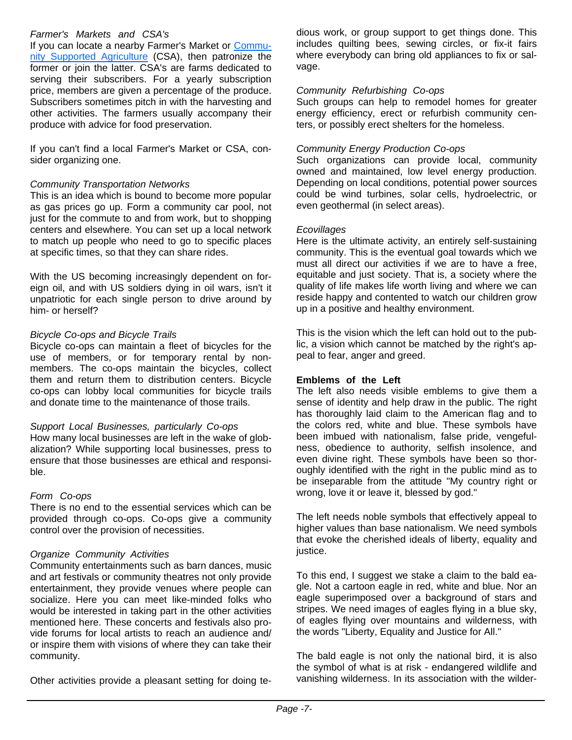*Farmer's Markets and CSA's*

If you can locate a nearby Farmer's Market or [Community Supported Agriculture](#) (CSA), then patronize the former or join the latter. CSA's are farms dedicated to serving their subscribers. For a yearly subscription price, members are given a percentage of the produce. Subscribers sometimes pitch in with the harvesting and other activities. The farmers usually accompany their produce with advice for food preservation.

If you can't find a local Farmer's Market or CSA, consider organizing one.

*Community Transportation Networks*

This is an idea which is bound to become more popular as gas prices go up. Form a community car pool, not just for the commute to and from work, but to shopping centers and elsewhere. You can set up a local network to match up people who need to go to specific places at specific times, so that they can share rides.

With the US becoming increasingly dependent on foreign oil, and with US soldiers dying in oil wars, isn't it unpatriotic for each single person to drive around by him- or herself?

*Bicycle Co-ops and Bicycle Trails*

Bicycle co-ops can maintain a fleet of bicycles for the use of members, or for temporary rental by non-members. The co-ops maintain the bicycles, collect them and return them to distribution centers. Bicycle co-ops can lobby local communities for bicycle trails and donate time to the maintenance of those trails.

*Support Local Businesses, particularly Co-ops*

How many local businesses are left in the wake of globalization? While supporting local businesses, press to ensure that those businesses are ethical and responsible.

*Form Co-ops*

There is no end to the essential services which can be provided through co-ops. Co-ops give a community control over the provision of necessities.

*Organize Community Activities*

Community entertainments such as barn dances, music and art festivals or community theatres not only provide entertainment, they provide venues where people can socialize. Here you can meet like-minded folks who would be interested in taking part in the other activities mentioned here. These concerts and festivals also provide forums for local artists to reach an audience and/or inspire them with visions of where they can take their community.

Other activities provide a pleasant setting for doing tedious work, or group support to get things done. This includes quilting bees, sewing circles, or fix-it fairs where everybody can bring old appliances to fix or salvage.

*Community Refurbishing Co-ops*

Such groups can help to remodel homes for greater energy efficiency, erect or refurbish community centers, or possibly erect shelters for the homeless.

*Community Energy Production Co-ops*

Such organizations can provide local, community owned and maintained, low level energy production. Depending on local conditions, potential power sources could be wind turbines, solar cells, hydroelectric, or even geothermal (in select areas).

*Ecovillages*

Here is the ultimate activity, an entirely self-sustaining community. This is the eventual goal towards which we must all direct our activities if we are to have a free, equitable and just society. That is, a society where the quality of life makes life worth living and where we can reside happy and contented to watch our children grow up in a positive and healthy environment.

This is the vision which the left can hold out to the public, a vision which cannot be matched by the right's appeal to fear, anger and greed.

**Emblems of the Left**

The left also needs visible emblems to give them a sense of identity and help draw in the public. The right has thoroughly laid claim to the American flag and to the colors red, white and blue. These symbols have been imbued with nationalism, false pride, vengefulness, obedience to authority, selfish insolence, and even divine right. These symbols have been so thoroughly identified with the right in the public mind as to be inseparable from the attitude "My country right or wrong, love it or leave it, blessed by god."

The left needs noble symbols that effectively appeal to higher values than base nationalism. We need symbols that evoke the cherished ideals of liberty, equality and justice.

To this end, I suggest we stake a claim to the bald eagle. Not a cartoon eagle in red, white and blue. Nor an eagle superimposed over a background of stars and stripes. We need images of eagles flying in a blue sky, of eagles flying over mountains and wilderness, with the words "Liberty, Equality and Justice for All."

The bald eagle is not only the national bird, it is also the symbol of what is at risk - endangered wildlife and vanishing wilderness. In its association with the wilder-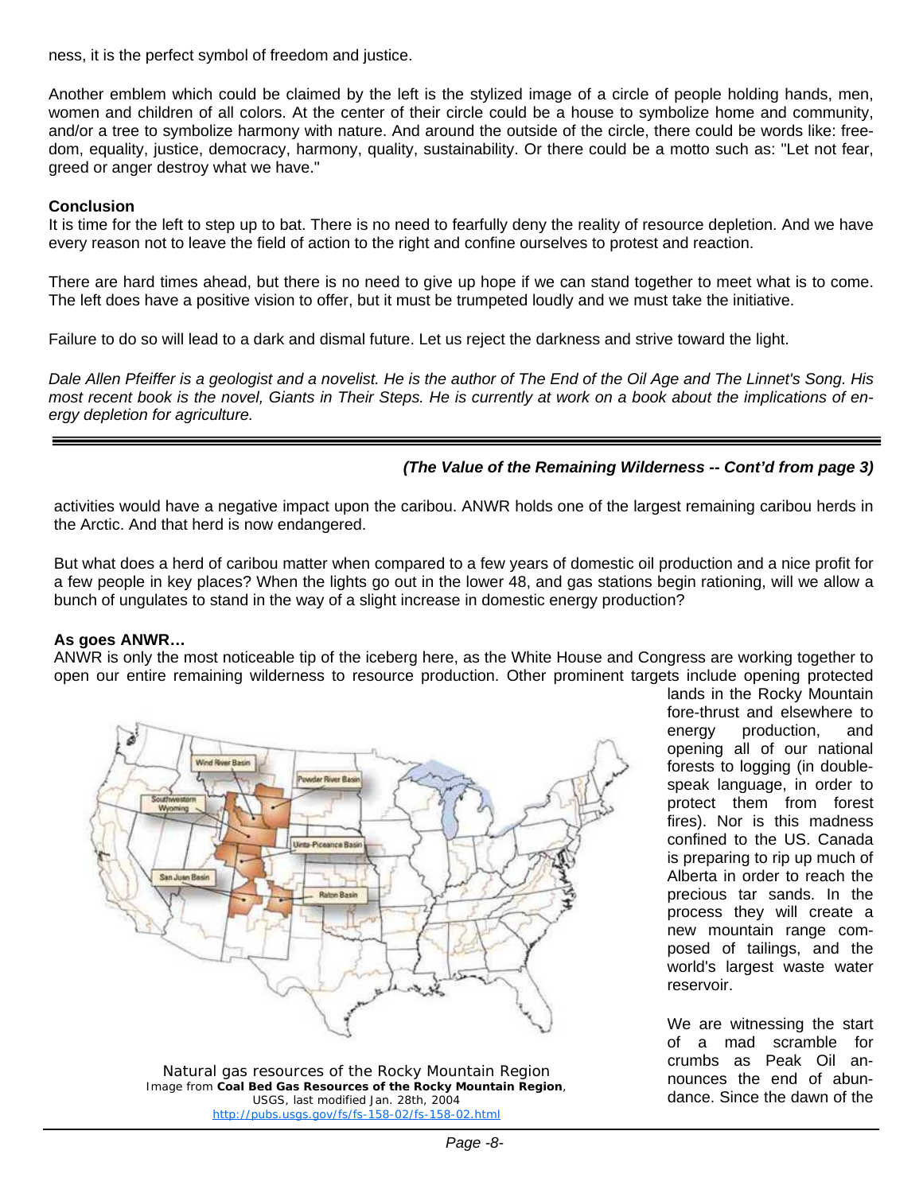ness, it is the perfect symbol of freedom and justice.

Another emblem which could be claimed by the left is the stylized image of a circle of people holding hands, men, women and children of all colors. At the center of their circle could be a house to symbolize home and community, and/or a tree to symbolize harmony with nature. And around the outside of the circle, there could be words like: freedom, equality, justice, democracy, harmony, quality, sustainability. Or there could be a motto such as: "Let not fear, greed or anger destroy what we have."

**Conclusion**

It is time for the left to step up to bat. There is no need to fearfully deny the reality of resource depletion. And we have every reason not to leave the field of action to the right and confine ourselves to protest and reaction.

There are hard times ahead, but there is no need to give up hope if we can stand together to meet what is to come. The left does have a positive vision to offer, but it must be trumpeted loudly and we must take the initiative.

Failure to do so will lead to a dark and dismal future. Let us reject the darkness and strive toward the light.

*Dale Allen Pfeiffer is a geologist and a novelist. He is the author of The End of the Oil Age and The Linnet's Song. His most recent book is the novel, Giants in Their Steps. He is currently at work on a book about the implications of energy depletion for agriculture.*

---

***(The Value of the Remaining Wilderness -- Cont'd from page 3)***

activities would have a negative impact upon the caribou. ANWR holds one of the largest remaining caribou herds in the Arctic. And that herd is now endangered.

But what does a herd of caribou matter when compared to a few years of domestic oil production and a nice profit for a few people in key places? When the lights go out in the lower 48, and gas stations begin rationing, will we allow a bunch of ungulates to stand in the way of a slight increase in domestic energy production?

**As goes ANWR…**

ANWR is only the most noticeable tip of the iceberg here, as the White House and Congress are working together to open our entire remaining wilderness to resource production. Other prominent targets include opening protected lands in the Rocky Mountain fore-thrust and elsewhere to energy production, and opening all of our national forests to logging (in double-speak language, in order to protect them from forest fires). Nor is this madness confined to the US. Canada is preparing to rip up much of Alberta in order to reach the precious tar sands. In the process they will create a new mountain range composed of tailings, and the world's largest waste water reservoir.

Natural gas resources of the Rocky Mountain Region
Image from **Coal Bed Gas Resources of the Rocky Mountain Region**, USGS, last modified Jan. 28th, 2004
http://pubs.usgs.gov/fs/fs-158-02/fs-158-02.html

We are witnessing the start of a mad scramble for crumbs as Peak Oil announces the end of abundance. Since the dawn of the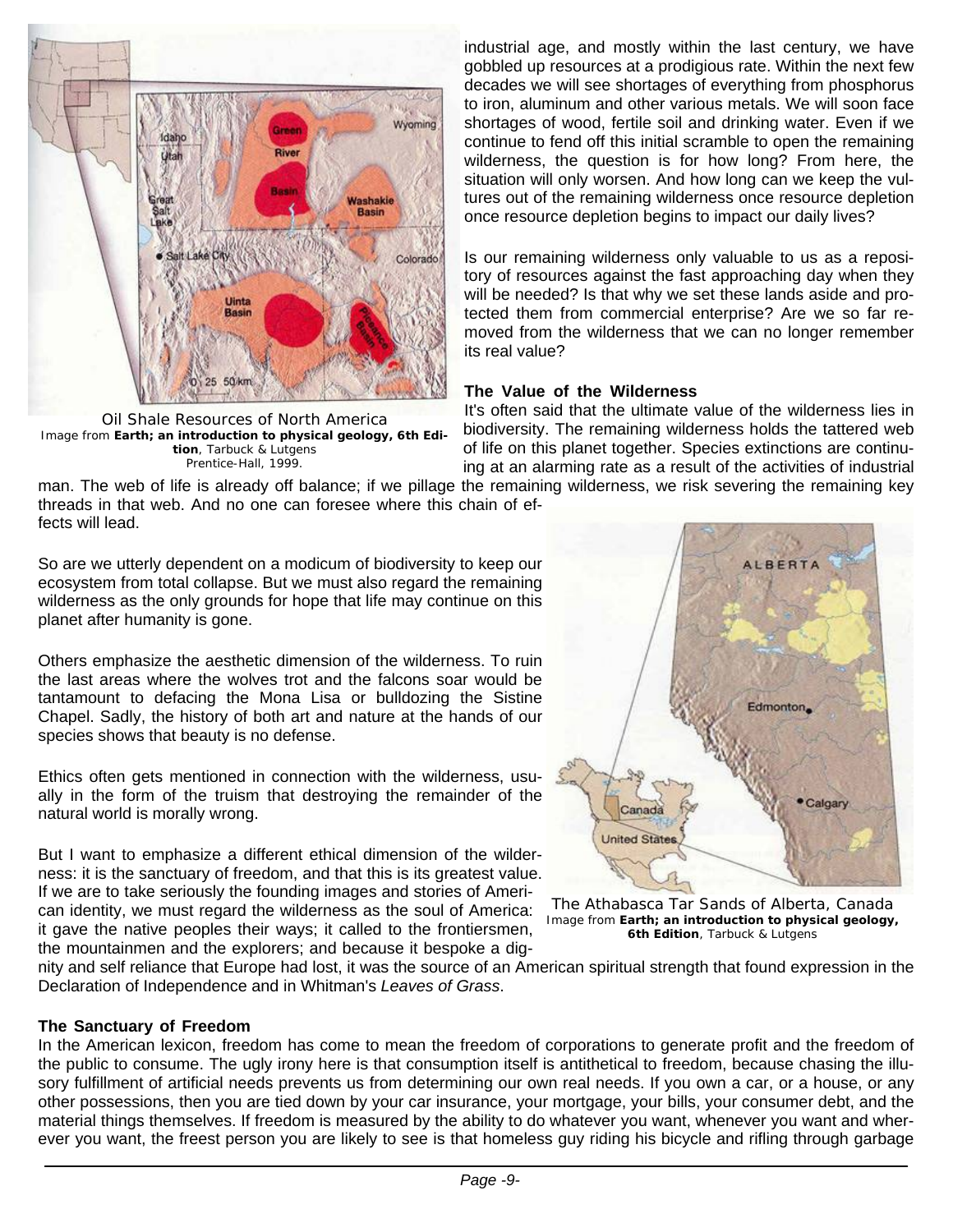Oil Shale Resources of North America
Image from **Earth; an introduction to physical geology, 6th Edition**, Tarbuck & Lutgens Prentice-Hall, 1999.

industrial age, and mostly within the last century, we have gobbled up resources at a prodigious rate. Within the next few decades we will see shortages of everything from phosphorus to iron, aluminum and other various metals. We will soon face shortages of wood, fertile soil and drinking water. Even if we continue to fend off this initial scramble to open the remaining wilderness, the question is for how long? From here, the situation will only worsen. And how long can we keep the vultures out of the remaining wilderness once resource depletion once resource depletion begins to impact our daily lives?

Is our remaining wilderness only valuable to us as a repository of resources against the fast approaching day when they will be needed? Is that why we set these lands aside and protected them from commercial enterprise? Are we so far removed from the wilderness that we can no longer remember its real value?

**The Value of the Wilderness**

It's often said that the ultimate value of the wilderness lies in biodiversity. The remaining wilderness holds the tattered web of life on this planet together. Species extinctions are continuing at an alarming rate as a result of the activities of industrial man. The web of life is already off balance; if we pillage the remaining wilderness, we risk severing the remaining key threads in that web. And no one can foresee where this chain of effects will lead.

So are we utterly dependent on a modicum of biodiversity to keep our ecosystem from total collapse. But we must also regard the remaining wilderness as the only grounds for hope that life may continue on this planet after humanity is gone.

Others emphasize the aesthetic dimension of the wilderness. To ruin the last areas where the wolves trot and the falcons soar would be tantamount to defacing the Mona Lisa or bulldozing the Sistine Chapel. Sadly, the history of both art and nature at the hands of our species shows that beauty is no defense.

Ethics often gets mentioned in connection with the wilderness, usually in the form of the truism that destroying the remainder of the natural world is morally wrong.

But I want to emphasize a different ethical dimension of the wilderness: it is the sanctuary of freedom, and that this is its greatest value. If we are to take seriously the founding images and stories of American identity, we must regard the wilderness as the soul of America: it gave the native peoples their ways; it called to the frontiersmen, the mountainmen and the explorers; and because it bespoke a dignity and self reliance that Europe had lost, it was the source of an American spiritual strength that found expression in the Declaration of Independence and in Whitman's *Leaves of Grass*.

The Athabasca Tar Sands of Alberta, Canada
Image from **Earth; an introduction to physical geology, 6th Edition**, Tarbuck & Lutgens

**The Sanctuary of Freedom**

In the American lexicon, freedom has come to mean the freedom of corporations to generate profit and the freedom of the public to consume. The ugly irony here is that consumption itself is antithetical to freedom, because chasing the illusory fulfillment of artificial needs prevents us from determining our own real needs. If you own a car, or a house, or any other possessions, then you are tied down by your car insurance, your mortgage, your bills, your consumer debt, and the material things themselves. If freedom is measured by the ability to do whatever you want, whenever you want and wherever you want, the freest person you are likely to see is that homeless guy riding his bicycle and rifling through garbage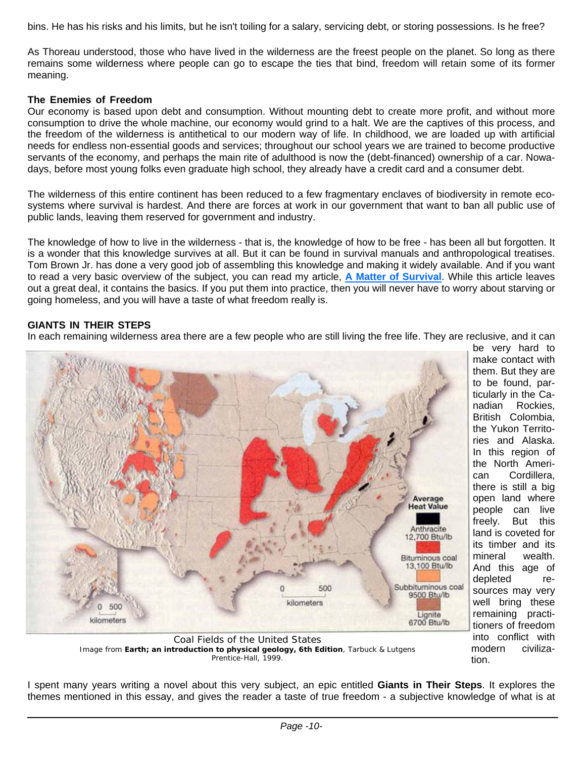bins. He has his risks and his limits, but he isn't toiling for a salary, servicing debt, or storing possessions. Is he free?

As Thoreau understood, those who have lived in the wilderness are the freest people on the planet. So long as there remains some wilderness where people can go to escape the ties that bind, freedom will retain some of its former meaning.

### The Enemies of Freedom

Our economy is based upon debt and consumption. Without mounting debt to create more profit, and without more consumption to drive the whole machine, our economy would grind to a halt. We are the captives of this process, and the freedom of the wilderness is antithetical to our modern way of life. In childhood, we are loaded up with artificial needs for endless non-essential goods and services; throughout our school years we are trained to become productive servants of the economy, and perhaps the main rite of adulthood is now the (debt-financed) ownership of a car. Nowadays, before most young folks even graduate high school, they already have a credit card and a consumer debt.

The wilderness of this entire continent has been reduced to a few fragmentary enclaves of biodiversity in remote ecosystems where survival is hardest. And there are forces at work in our government that want to ban all public use of public lands, leaving them reserved for government and industry.

The knowledge of how to live in the wilderness - that is, the knowledge of how to be free - has been all but forgotten. It is a wonder that this knowledge survives at all. But it can be found in survival manuals and anthropological treatises. Tom Brown Jr. has done a very good job of assembling this knowledge and making it widely available. And if you want to read a very basic overview of the subject, you can read my article, **A Matter of Survival**. While this article leaves out a great deal, it contains the basics. If you put them into practice, then you will never have to worry about starving or going homeless, and you will have a taste of what freedom really is.

### GIANTS IN THEIR STEPS

In each remaining wilderness area there are a few people who are still living the free life. They are reclusive, and it can be very hard to make contact with them. But they are to be found, particularly in the Canadian Rockies, British Colombia, the Yukon Territories and Alaska. In this region of the North American Cordillera, there is still a big open land where people can live freely. But this land is coveted for its timber and its mineral wealth. And this age of depleted resources may very well bring these remaining practitioners of freedom into conflict with modern civilization.

Coal Fields of the United States
Image from **Earth; an introduction to physical geology, 6th Edition**, Tarbuck & Lutgens Prentice-Hall, 1999.

I spent many years writing a novel about this very subject, an epic entitled **Giants in Their Steps**. It explores the themes mentioned in this essay, and gives the reader a taste of true freedom - a subjective knowledge of what is at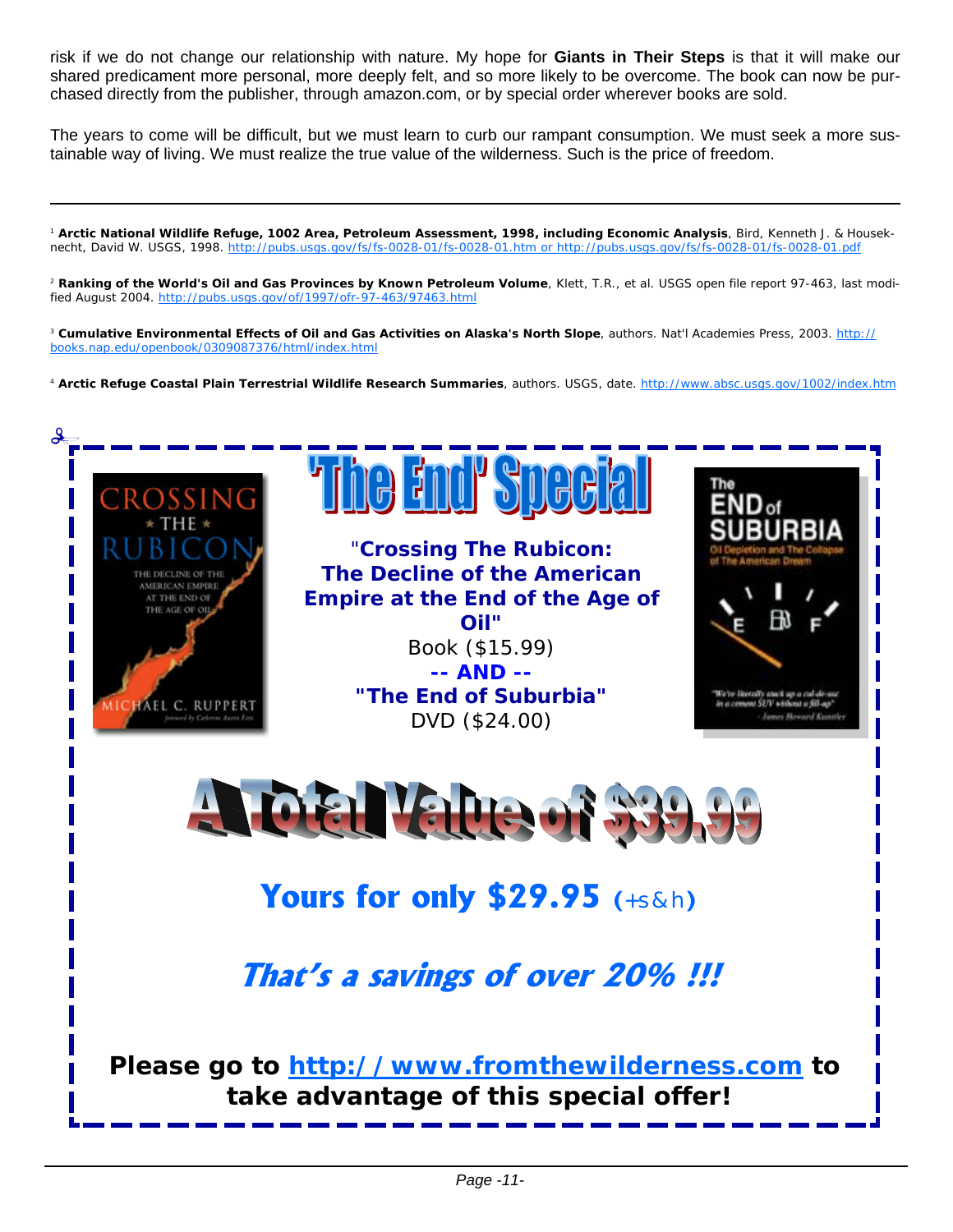risk if we do not change our relationship with nature. My hope for **Giants in Their Steps** is that it will make our shared predicament more personal, more deeply felt, and so more likely to be overcome. The book can now be purchased directly from the publisher, through amazon.com, or by special order wherever books are sold.

The years to come will be difficult, but we must learn to curb our rampant consumption. We must seek a more sustainable way of living. We must realize the true value of the wilderness. Such is the price of freedom.

---

[1] **Arctic National Wildlife Refuge, 1002 Area, Petroleum Assessment, 1998, including Economic Analysis**, Bird, Kenneth J. & Houseknecht, David W. USGS, 1998. http://pubs.usgs.gov/fs/fs-0028-01/fs-0028-01.htm or http://pubs.usgs.gov/fs/fs-0028-01/fs-0028-01.pdf

[2] **Ranking of the World's Oil and Gas Provinces by Known Petroleum Volume**, Klett, T.R., et al. USGS open file report 97-463, last modified August 2004. http://pubs.usgs.gov/of/1997/ofr-97-463/97463.html

[3] **Cumulative Environmental Effects of Oil and Gas Activities on Alaska's North Slope**, authors. Nat'l Academies Press, 2003. http://books.nap.edu/openbook/0309087376/html/index.html

[4] **Arctic Refuge Coastal Plain Terrestrial Wildlife Research Summaries**, authors. USGS, date. http://www.absc.usgs.gov/1002/index.htm

# 'The End' Special

**"Crossing The Rubicon: The Decline of the American Empire at the End of the Age of Oil"**
Book ($15.99)
**-- AND --**
**"The End of Suburbia"**
DVD ($24.00)

## A Total Value of $39.99

## Yours for only $29.95 (+s&h)

***That's a savings of over 20% !!!***

**Please go to http://www.fromthewilderness.com to take advantage of this special offer!**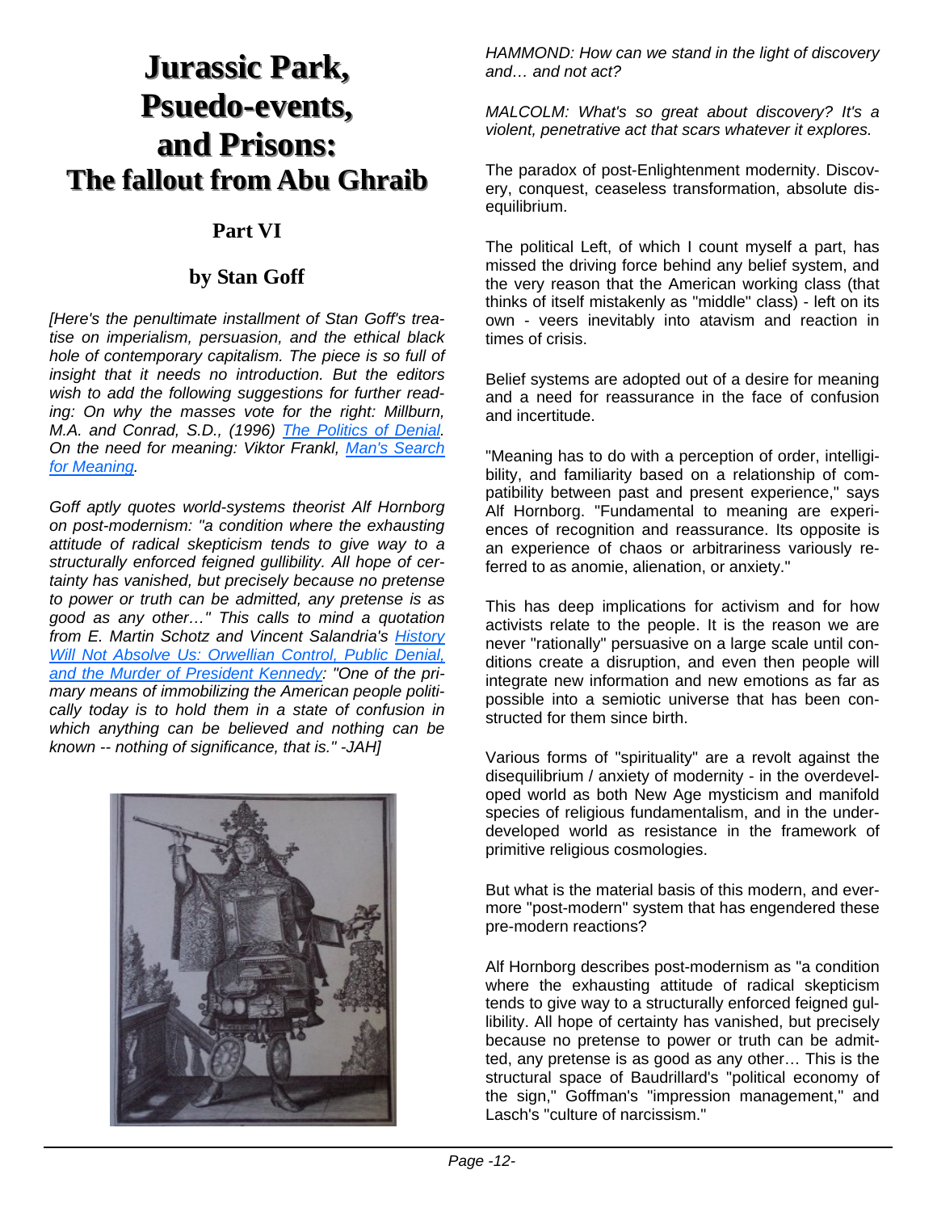# Jurassic Park, Psuedo-events, and Prisons: The fallout from Abu Ghraib

## Part VI

### by Stan Goff

*[Here's the penultimate installment of Stan Goff's treatise on imperialism, persuasion, and the ethical black hole of contemporary capitalism. The piece is so full of insight that it needs no introduction. But the editors wish to add the following suggestions for further reading: On why the masses vote for the right: Millburn, M.A. and Conrad, S.D., (1996) [The Politics of Denial](). On the need for meaning: Viktor Frankl, [Man's Search for Meaning]().*

*Goff aptly quotes world-systems theorist Alf Hornborg on post-modernism: "a condition where the exhausting attitude of radical skepticism tends to give way to a structurally enforced feigned gullibility. All hope of certainty has vanished, but precisely because no pretense to power or truth can be admitted, any pretense is as good as any other…" This calls to mind a quotation from E. Martin Schotz and Vincent Salandria's [History Will Not Absolve Us: Orwellian Control, Public Denial, and the Murder of President Kennedy](): "One of the primary means of immobilizing the American people politically today is to hold them in a state of confusion in which anything can be believed and nothing can be known -- nothing of significance, that is." -JAH]*

*HAMMOND: How can we stand in the light of discovery and… and not act?*

*MALCOLM: What's so great about discovery? It's a violent, penetrative act that scars whatever it explores.*

The paradox of post-Enlightenment modernity. Discovery, conquest, ceaseless transformation, absolute disequilibrium.

The political Left, of which I count myself a part, has missed the driving force behind any belief system, and the very reason that the American working class (that thinks of itself mistakenly as "middle" class) - left on its own - veers inevitably into atavism and reaction in times of crisis.

Belief systems are adopted out of a desire for meaning and a need for reassurance in the face of confusion and incertitude.

"Meaning has to do with a perception of order, intelligibility, and familiarity based on a relationship of compatibility between past and present experience," says Alf Hornborg. "Fundamental to meaning are experiences of recognition and reassurance. Its opposite is an experience of chaos or arbitrariness variously referred to as anomie, alienation, or anxiety."

This has deep implications for activism and for how activists relate to the people. It is the reason we are never "rationally" persuasive on a large scale until conditions create a disruption, and even then people will integrate new information and new emotions as far as possible into a semiotic universe that has been constructed for them since birth.

Various forms of "spirituality" are a revolt against the disequilibrium / anxiety of modernity - in the overdeveloped world as both New Age mysticism and manifold species of religious fundamentalism, and in the underdeveloped world as resistance in the framework of primitive religious cosmologies.

But what is the material basis of this modern, and evermore "post-modern" system that has engendered these pre-modern reactions?

Alf Hornborg describes post-modernism as "a condition where the exhausting attitude of radical skepticism tends to give way to a structurally enforced feigned gullibility. All hope of certainty has vanished, but precisely because no pretense to power or truth can be admitted, any pretense is as good as any other… This is the structural space of Baudrillard's "political economy of the sign," Goffman's "impression management," and Lasch's "culture of narcissism."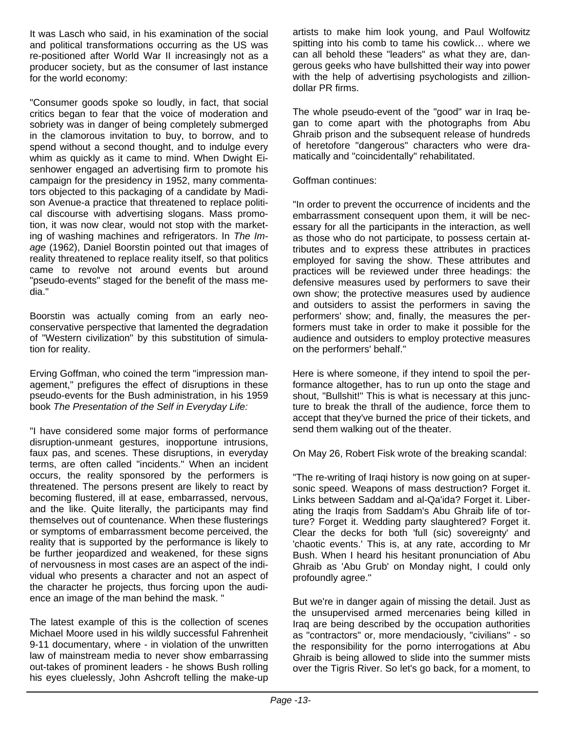It was Lasch who said, in his examination of the social and political transformations occurring as the US was re-positioned after World War II increasingly not as a producer society, but as the consumer of last instance for the world economy:

"Consumer goods spoke so loudly, in fact, that social critics began to fear that the voice of moderation and sobriety was in danger of being completely submerged in the clamorous invitation to buy, to borrow, and to spend without a second thought, and to indulge every whim as quickly as it came to mind. When Dwight Eisenhower engaged an advertising firm to promote his campaign for the presidency in 1952, many commentators objected to this packaging of a candidate by Madison Avenue-a practice that threatened to replace political discourse with advertising slogans. Mass promotion, it was now clear, would not stop with the marketing of washing machines and refrigerators. In *The Image* (1962), Daniel Boorstin pointed out that images of reality threatened to replace reality itself, so that politics came to revolve not around events but around "pseudo-events" staged for the benefit of the mass media."

Boorstin was actually coming from an early neo-conservative perspective that lamented the degradation of "Western civilization" by this substitution of simulation for reality.

Erving Goffman, who coined the term "impression management," prefigures the effect of disruptions in these pseudo-events for the Bush administration, in his 1959 book *The Presentation of the Self in Everyday Life:*

"I have considered some major forms of performance disruption-unmeant gestures, inopportune intrusions, faux pas, and scenes. These disruptions, in everyday terms, are often called "incidents." When an incident occurs, the reality sponsored by the performers is threatened. The persons present are likely to react by becoming flustered, ill at ease, embarrassed, nervous, and the like. Quite literally, the participants may find themselves out of countenance. When these flusterings or symptoms of embarrassment become perceived, the reality that is supported by the performance is likely to be further jeopardized and weakened, for these signs of nervousness in most cases are an aspect of the individual who presents a character and not an aspect of the character he projects, thus forcing upon the audience an image of the man behind the mask. "

The latest example of this is the collection of scenes Michael Moore used in his wildly successful Fahrenheit 9-11 documentary, where - in violation of the unwritten law of mainstream media to never show embarrassing out-takes of prominent leaders - he shows Bush rolling his eyes cluelessly, John Ashcroft telling the make-up artists to make him look young, and Paul Wolfowitz spitting into his comb to tame his cowlick… where we can all behold these "leaders" as what they are, dangerous geeks who have bullshitted their way into power with the help of advertising psychologists and zillion-dollar PR firms.

The whole pseudo-event of the "good" war in Iraq began to come apart with the photographs from Abu Ghraib prison and the subsequent release of hundreds of heretofore "dangerous" characters who were dramatically and "coincidentally" rehabilitated.

Goffman continues:

"In order to prevent the occurrence of incidents and the embarrassment consequent upon them, it will be necessary for all the participants in the interaction, as well as those who do not participate, to possess certain attributes and to express these attributes in practices employed for saving the show. These attributes and practices will be reviewed under three headings: the defensive measures used by performers to save their own show; the protective measures used by audience and outsiders to assist the performers in saving the performers' show; and, finally, the measures the performers must take in order to make it possible for the audience and outsiders to employ protective measures on the performers' behalf."

Here is where someone, if they intend to spoil the performance altogether, has to run up onto the stage and shout, "Bullshit!" This is what is necessary at this juncture to break the thrall of the audience, force them to accept that they've burned the price of their tickets, and send them walking out of the theater.

On May 26, Robert Fisk wrote of the breaking scandal:

"The re-writing of Iraqi history is now going on at supersonic speed. Weapons of mass destruction? Forget it. Links between Saddam and al-Qa'ida? Forget it. Liberating the Iraqis from Saddam's Abu Ghraib life of torture? Forget it. Wedding party slaughtered? Forget it. Clear the decks for both 'full (sic) sovereignty' and 'chaotic events.' This is, at any rate, according to Mr Bush. When I heard his hesitant pronunciation of Abu Ghraib as 'Abu Grub' on Monday night, I could only profoundly agree."

But we're in danger again of missing the detail. Just as the unsupervised armed mercenaries being killed in Iraq are being described by the occupation authorities as "contractors" or, more mendaciously, "civilians" - so the responsibility for the porno interrogations at Abu Ghraib is being allowed to slide into the summer mists over the Tigris River. So let's go back, for a moment, to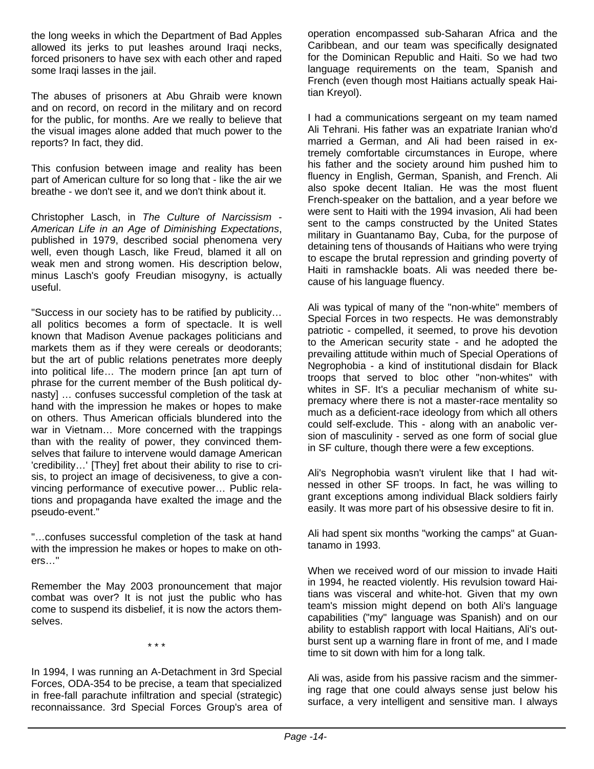the long weeks in which the Department of Bad Apples allowed its jerks to put leashes around Iraqi necks, forced prisoners to have sex with each other and raped some Iraqi lasses in the jail.

The abuses of prisoners at Abu Ghraib were known and on record, on record in the military and on record for the public, for months. Are we really to believe that the visual images alone added that much power to the reports? In fact, they did.

This confusion between image and reality has been part of American culture for so long that - like the air we breathe - we don't see it, and we don't think about it.

Christopher Lasch, in *The Culture of Narcissism - American Life in an Age of Diminishing Expectations*, published in 1979, described social phenomena very well, even though Lasch, like Freud, blamed it all on weak men and strong women. His description below, minus Lasch's goofy Freudian misogyny, is actually useful.

"Success in our society has to be ratified by publicity… all politics becomes a form of spectacle. It is well known that Madison Avenue packages politicians and markets them as if they were cereals or deodorants; but the art of public relations penetrates more deeply into political life… The modern prince [an apt turn of phrase for the current member of the Bush political dynasty] … confuses successful completion of the task at hand with the impression he makes or hopes to make on others. Thus American officials blundered into the war in Vietnam… More concerned with the trappings than with the reality of power, they convinced themselves that failure to intervene would damage American 'credibility…' [They] fret about their ability to rise to crisis, to project an image of decisiveness, to give a convincing performance of executive power… Public relations and propaganda have exalted the image and the pseudo-event."

"…confuses successful completion of the task at hand with the impression he makes or hopes to make on others…"

Remember the May 2003 pronouncement that major combat was over? It is not just the public who has come to suspend its disbelief, it is now the actors themselves.

\* \* \*

In 1994, I was running an A-Detachment in 3rd Special Forces, ODA-354 to be precise, a team that specialized in free-fall parachute infiltration and special (strategic) reconnaissance. 3rd Special Forces Group's area of operation encompassed sub-Saharan Africa and the Caribbean, and our team was specifically designated for the Dominican Republic and Haiti. So we had two language requirements on the team, Spanish and French (even though most Haitians actually speak Haitian Kreyol).

I had a communications sergeant on my team named Ali Tehrani. His father was an expatriate Iranian who'd married a German, and Ali had been raised in extremely comfortable circumstances in Europe, where his father and the society around him pushed him to fluency in English, German, Spanish, and French. Ali also spoke decent Italian. He was the most fluent French-speaker on the battalion, and a year before we were sent to Haiti with the 1994 invasion, Ali had been sent to the camps constructed by the United States military in Guantanamo Bay, Cuba, for the purpose of detaining tens of thousands of Haitians who were trying to escape the brutal repression and grinding poverty of Haiti in ramshackle boats. Ali was needed there because of his language fluency.

Ali was typical of many of the "non-white" members of Special Forces in two respects. He was demonstrably patriotic - compelled, it seemed, to prove his devotion to the American security state - and he adopted the prevailing attitude within much of Special Operations of Negrophobia - a kind of institutional disdain for Black troops that served to bloc other "non-whites" with whites in SF. It's a peculiar mechanism of white supremacy where there is not a master-race mentality so much as a deficient-race ideology from which all others could self-exclude. This - along with an anabolic version of masculinity - served as one form of social glue in SF culture, though there were a few exceptions.

Ali's Negrophobia wasn't virulent like that I had witnessed in other SF troops. In fact, he was willing to grant exceptions among individual Black soldiers fairly easily. It was more part of his obsessive desire to fit in.

Ali had spent six months "working the camps" at Guantanamo in 1993.

When we received word of our mission to invade Haiti in 1994, he reacted violently. His revulsion toward Haitians was visceral and white-hot. Given that my own team's mission might depend on both Ali's language capabilities ("my" language was Spanish) and on our ability to establish rapport with local Haitians, Ali's outburst sent up a warning flare in front of me, and I made time to sit down with him for a long talk.

Ali was, aside from his passive racism and the simmering rage that one could always sense just below his surface, a very intelligent and sensitive man. I always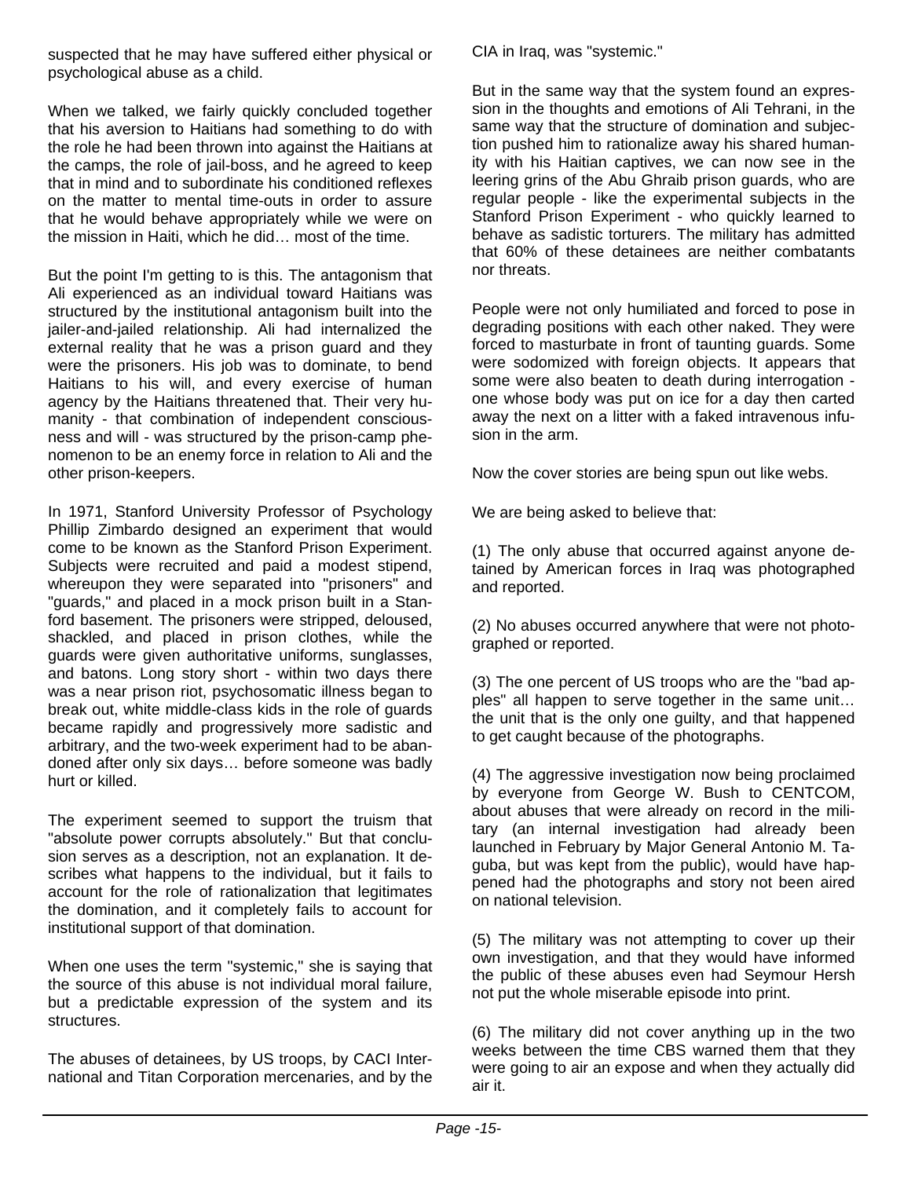suspected that he may have suffered either physical or psychological abuse as a child.

When we talked, we fairly quickly concluded together that his aversion to Haitians had something to do with the role he had been thrown into against the Haitians at the camps, the role of jail-boss, and he agreed to keep that in mind and to subordinate his conditioned reflexes on the matter to mental time-outs in order to assure that he would behave appropriately while we were on the mission in Haiti, which he did… most of the time.

But the point I'm getting to is this. The antagonism that Ali experienced as an individual toward Haitians was structured by the institutional antagonism built into the jailer-and-jailed relationship. Ali had internalized the external reality that he was a prison guard and they were the prisoners. His job was to dominate, to bend Haitians to his will, and every exercise of human agency by the Haitians threatened that. Their very humanity - that combination of independent consciousness and will - was structured by the prison-camp phenomenon to be an enemy force in relation to Ali and the other prison-keepers.

In 1971, Stanford University Professor of Psychology Phillip Zimbardo designed an experiment that would come to be known as the Stanford Prison Experiment. Subjects were recruited and paid a modest stipend, whereupon they were separated into "prisoners" and "guards," and placed in a mock prison built in a Stanford basement. The prisoners were stripped, deloused, shackled, and placed in prison clothes, while the guards were given authoritative uniforms, sunglasses, and batons. Long story short - within two days there was a near prison riot, psychosomatic illness began to break out, white middle-class kids in the role of guards became rapidly and progressively more sadistic and arbitrary, and the two-week experiment had to be abandoned after only six days… before someone was badly hurt or killed.

The experiment seemed to support the truism that "absolute power corrupts absolutely." But that conclusion serves as a description, not an explanation. It describes what happens to the individual, but it fails to account for the role of rationalization that legitimates the domination, and it completely fails to account for institutional support of that domination.

When one uses the term "systemic," she is saying that the source of this abuse is not individual moral failure, but a predictable expression of the system and its structures.

The abuses of detainees, by US troops, by CACI International and Titan Corporation mercenaries, and by the CIA in Iraq, was "systemic."

But in the same way that the system found an expression in the thoughts and emotions of Ali Tehrani, in the same way that the structure of domination and subjection pushed him to rationalize away his shared humanity with his Haitian captives, we can now see in the leering grins of the Abu Ghraib prison guards, who are regular people - like the experimental subjects in the Stanford Prison Experiment - who quickly learned to behave as sadistic torturers. The military has admitted that 60% of these detainees are neither combatants nor threats.

People were not only humiliated and forced to pose in degrading positions with each other naked. They were forced to masturbate in front of taunting guards. Some were sodomized with foreign objects. It appears that some were also beaten to death during interrogation - one whose body was put on ice for a day then carted away the next on a litter with a faked intravenous infusion in the arm.

Now the cover stories are being spun out like webs.

We are being asked to believe that:

(1) The only abuse that occurred against anyone detained by American forces in Iraq was photographed and reported.

(2) No abuses occurred anywhere that were not photographed or reported.

(3) The one percent of US troops who are the "bad apples" all happen to serve together in the same unit… the unit that is the only one guilty, and that happened to get caught because of the photographs.

(4) The aggressive investigation now being proclaimed by everyone from George W. Bush to CENTCOM, about abuses that were already on record in the military (an internal investigation had already been launched in February by Major General Antonio M. Taguba, but was kept from the public), would have happened had the photographs and story not been aired on national television.

(5) The military was not attempting to cover up their own investigation, and that they would have informed the public of these abuses even had Seymour Hersh not put the whole miserable episode into print.

(6) The military did not cover anything up in the two weeks between the time CBS warned them that they were going to air an expose and when they actually did air it.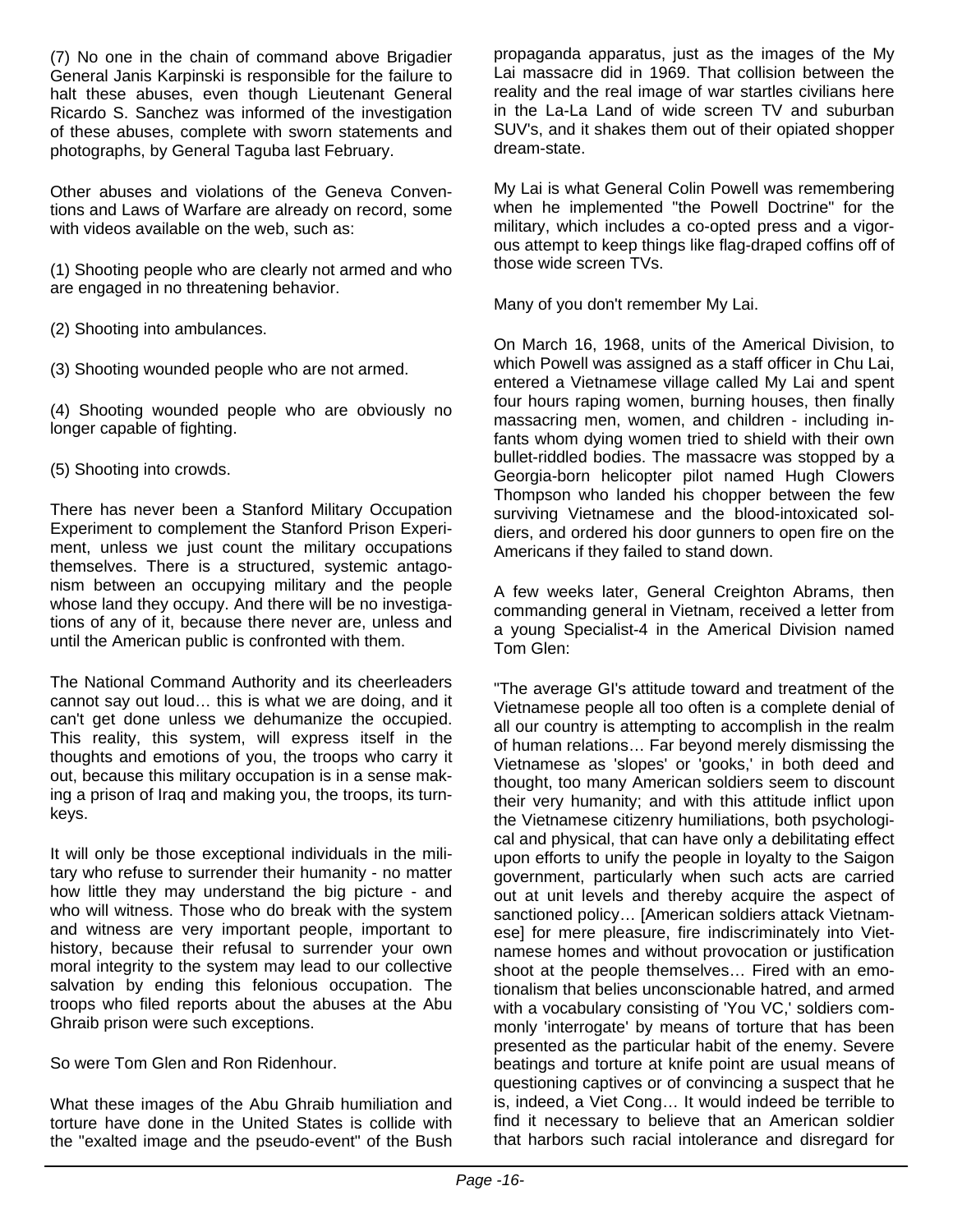(7) No one in the chain of command above Brigadier General Janis Karpinski is responsible for the failure to halt these abuses, even though Lieutenant General Ricardo S. Sanchez was informed of the investigation of these abuses, complete with sworn statements and photographs, by General Taguba last February.

Other abuses and violations of the Geneva Conventions and Laws of Warfare are already on record, some with videos available on the web, such as:

(1) Shooting people who are clearly not armed and who are engaged in no threatening behavior.

(2) Shooting into ambulances.

(3) Shooting wounded people who are not armed.

(4) Shooting wounded people who are obviously no longer capable of fighting.

(5) Shooting into crowds.

There has never been a Stanford Military Occupation Experiment to complement the Stanford Prison Experiment, unless we just count the military occupations themselves. There is a structured, systemic antagonism between an occupying military and the people whose land they occupy. And there will be no investigations of any of it, because there never are, unless and until the American public is confronted with them.

The National Command Authority and its cheerleaders cannot say out loud… this is what we are doing, and it can't get done unless we dehumanize the occupied. This reality, this system, will express itself in the thoughts and emotions of you, the troops who carry it out, because this military occupation is in a sense making a prison of Iraq and making you, the troops, its turnkeys.

It will only be those exceptional individuals in the military who refuse to surrender their humanity - no matter how little they may understand the big picture - and who will witness. Those who do break with the system and witness are very important people, important to history, because their refusal to surrender your own moral integrity to the system may lead to our collective salvation by ending this felonious occupation. The troops who filed reports about the abuses at the Abu Ghraib prison were such exceptions.

So were Tom Glen and Ron Ridenhour.

What these images of the Abu Ghraib humiliation and torture have done in the United States is collide with the "exalted image and the pseudo-event" of the Bush propaganda apparatus, just as the images of the My Lai massacre did in 1969. That collision between the reality and the real image of war startles civilians here in the La-La Land of wide screen TV and suburban SUV's, and it shakes them out of their opiated shopper dream-state.

My Lai is what General Colin Powell was remembering when he implemented "the Powell Doctrine" for the military, which includes a co-opted press and a vigorous attempt to keep things like flag-draped coffins off of those wide screen TVs.

Many of you don't remember My Lai.

On March 16, 1968, units of the Americal Division, to which Powell was assigned as a staff officer in Chu Lai, entered a Vietnamese village called My Lai and spent four hours raping women, burning houses, then finally massacring men, women, and children - including infants whom dying women tried to shield with their own bullet-riddled bodies. The massacre was stopped by a Georgia-born helicopter pilot named Hugh Clowers Thompson who landed his chopper between the few surviving Vietnamese and the blood-intoxicated soldiers, and ordered his door gunners to open fire on the Americans if they failed to stand down.

A few weeks later, General Creighton Abrams, then commanding general in Vietnam, received a letter from a young Specialist-4 in the Americal Division named Tom Glen:

"The average GI's attitude toward and treatment of the Vietnamese people all too often is a complete denial of all our country is attempting to accomplish in the realm of human relations… Far beyond merely dismissing the Vietnamese as 'slopes' or 'gooks,' in both deed and thought, too many American soldiers seem to discount their very humanity; and with this attitude inflict upon the Vietnamese citizenry humiliations, both psychological and physical, that can have only a debilitating effect upon efforts to unify the people in loyalty to the Saigon government, particularly when such acts are carried out at unit levels and thereby acquire the aspect of sanctioned policy… [American soldiers attack Vietnamese] for mere pleasure, fire indiscriminately into Vietnamese homes and without provocation or justification shoot at the people themselves… Fired with an emotionalism that belies unconscionable hatred, and armed with a vocabulary consisting of 'You VC,' soldiers commonly 'interrogate' by means of torture that has been presented as the particular habit of the enemy. Severe beatings and torture at knife point are usual means of questioning captives or of convincing a suspect that he is, indeed, a Viet Cong… It would indeed be terrible to find it necessary to believe that an American soldier that harbors such racial intolerance and disregard for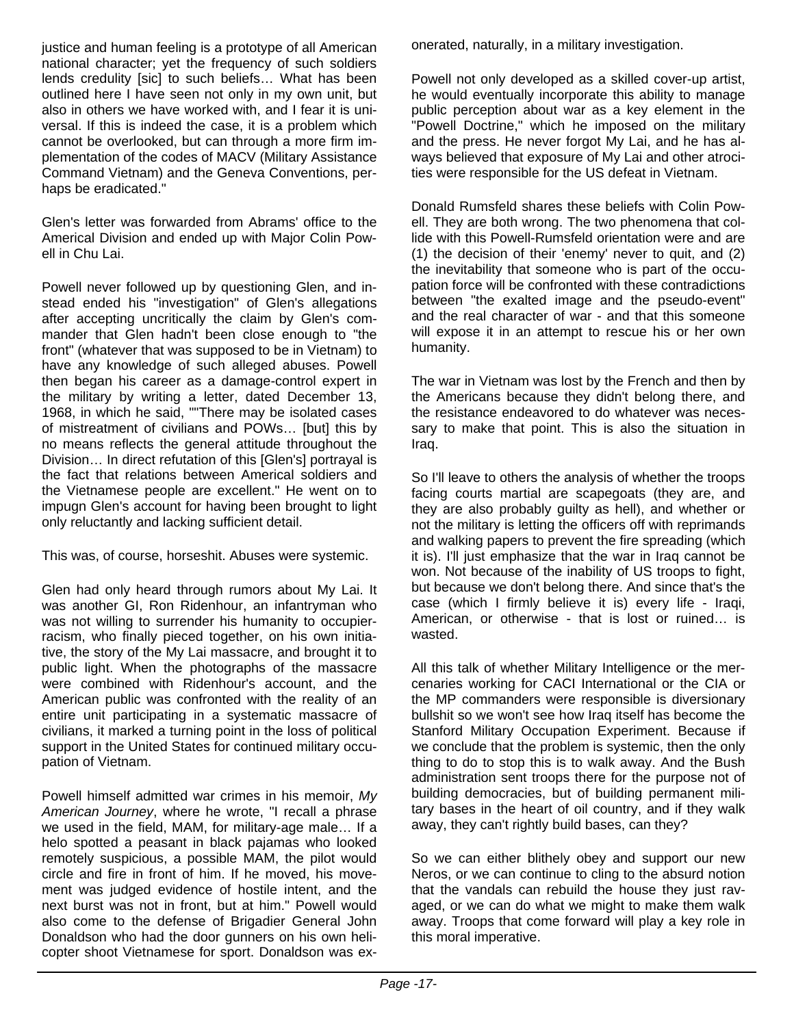justice and human feeling is a prototype of all American national character; yet the frequency of such soldiers lends credulity [sic] to such beliefs… What has been outlined here I have seen not only in my own unit, but also in others we have worked with, and I fear it is universal. If this is indeed the case, it is a problem which cannot be overlooked, but can through a more firm implementation of the codes of MACV (Military Assistance Command Vietnam) and the Geneva Conventions, perhaps be eradicated."

Glen's letter was forwarded from Abrams' office to the Americal Division and ended up with Major Colin Powell in Chu Lai.

Powell never followed up by questioning Glen, and instead ended his "investigation" of Glen's allegations after accepting uncritically the claim by Glen's commander that Glen hadn't been close enough to "the front" (whatever that was supposed to be in Vietnam) to have any knowledge of such alleged abuses. Powell then began his career as a damage-control expert in the military by writing a letter, dated December 13, 1968, in which he said, ""There may be isolated cases of mistreatment of civilians and POWs… [but] this by no means reflects the general attitude throughout the Division… In direct refutation of this [Glen's] portrayal is the fact that relations between Americal soldiers and the Vietnamese people are excellent." He went on to impugn Glen's account for having been brought to light only reluctantly and lacking sufficient detail.

This was, of course, horseshit. Abuses were systemic.

Glen had only heard through rumors about My Lai. It was another GI, Ron Ridenhour, an infantryman who was not willing to surrender his humanity to occupier-racism, who finally pieced together, on his own initiative, the story of the My Lai massacre, and brought it to public light. When the photographs of the massacre were combined with Ridenhour's account, and the American public was confronted with the reality of an entire unit participating in a systematic massacre of civilians, it marked a turning point in the loss of political support in the United States for continued military occupation of Vietnam.

Powell himself admitted war crimes in his memoir, *My American Journey*, where he wrote, "I recall a phrase we used in the field, MAM, for military-age male… If a helo spotted a peasant in black pajamas who looked remotely suspicious, a possible MAM, the pilot would circle and fire in front of him. If he moved, his movement was judged evidence of hostile intent, and the next burst was not in front, but at him." Powell would also come to the defense of Brigadier General John Donaldson who had the door gunners on his own helicopter shoot Vietnamese for sport. Donaldson was exonerated, naturally, in a military investigation.

Powell not only developed as a skilled cover-up artist, he would eventually incorporate this ability to manage public perception about war as a key element in the "Powell Doctrine," which he imposed on the military and the press. He never forgot My Lai, and he has always believed that exposure of My Lai and other atrocities were responsible for the US defeat in Vietnam.

Donald Rumsfeld shares these beliefs with Colin Powell. They are both wrong. The two phenomena that collide with this Powell-Rumsfeld orientation were and are (1) the decision of their 'enemy' never to quit, and (2) the inevitability that someone who is part of the occupation force will be confronted with these contradictions between "the exalted image and the pseudo-event" and the real character of war - and that this someone will expose it in an attempt to rescue his or her own humanity.

The war in Vietnam was lost by the French and then by the Americans because they didn't belong there, and the resistance endeavored to do whatever was necessary to make that point. This is also the situation in Iraq.

So I'll leave to others the analysis of whether the troops facing courts martial are scapegoats (they are, and they are also probably guilty as hell), and whether or not the military is letting the officers off with reprimands and walking papers to prevent the fire spreading (which it is). I'll just emphasize that the war in Iraq cannot be won. Not because of the inability of US troops to fight, but because we don't belong there. And since that's the case (which I firmly believe it is) every life - Iraqi, American, or otherwise - that is lost or ruined… is wasted.

All this talk of whether Military Intelligence or the mercenaries working for CACI International or the CIA or the MP commanders were responsible is diversionary bullshit so we won't see how Iraq itself has become the Stanford Military Occupation Experiment. Because if we conclude that the problem is systemic, then the only thing to do to stop this is to walk away. And the Bush administration sent troops there for the purpose not of building democracies, but of building permanent military bases in the heart of oil country, and if they walk away, they can't rightly build bases, can they?

So we can either blithely obey and support our new Neros, or we can continue to cling to the absurd notion that the vandals can rebuild the house they just ravaged, or we can do what we might to make them walk away. Troops that come forward will play a key role in this moral imperative.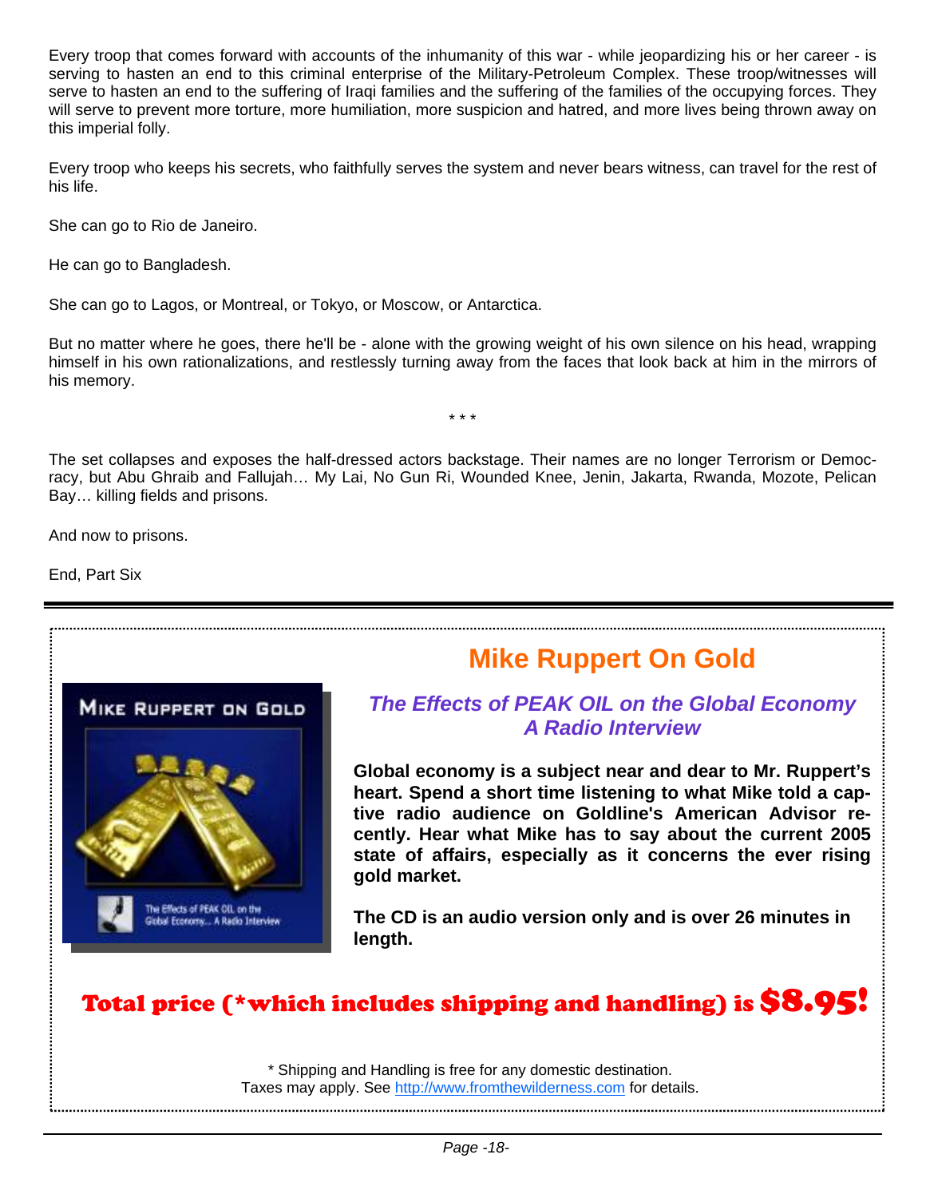Every troop that comes forward with accounts of the inhumanity of this war - while jeopardizing his or her career - is serving to hasten an end to this criminal enterprise of the Military-Petroleum Complex. These troop/witnesses will serve to hasten an end to the suffering of Iraqi families and the suffering of the families of the occupying forces. They will serve to prevent more torture, more humiliation, more suspicion and hatred, and more lives being thrown away on this imperial folly.

Every troop who keeps his secrets, who faithfully serves the system and never bears witness, can travel for the rest of his life.

She can go to Rio de Janeiro.

He can go to Bangladesh.

She can go to Lagos, or Montreal, or Tokyo, or Moscow, or Antarctica.

But no matter where he goes, there he'll be - alone with the growing weight of his own silence on his head, wrapping himself in his own rationalizations, and restlessly turning away from the faces that look back at him in the mirrors of his memory.

\* \* \*

The set collapses and exposes the half-dressed actors backstage. Their names are no longer Terrorism or Democracy, but Abu Ghraib and Fallujah… My Lai, No Gun Ri, Wounded Knee, Jenin, Jakarta, Rwanda, Mozote, Pelican Bay… killing fields and prisons.

And now to prisons.

End, Part Six

---

## Mike Ruppert On Gold

MIKE RUPPERT ON GOLD

The Effects of PEAK OIL on the Global Economy... A Radio Interview

### *The Effects of PEAK OIL on the Global Economy*
### *A Radio Interview*

**Global economy is a subject near and dear to Mr. Ruppert's heart. Spend a short time listening to what Mike told a captive radio audience on Goldline's American Advisor recently. Hear what Mike has to say about the current 2005 state of affairs, especially as it concerns the ever rising gold market.**

**The CD is an audio version only and is over 26 minutes in length.**

**Total price (\*which includes shipping and handling) is $8.95!**

\* Shipping and Handling is free for any domestic destination.
Taxes may apply. See http://www.fromthewilderness.com for details.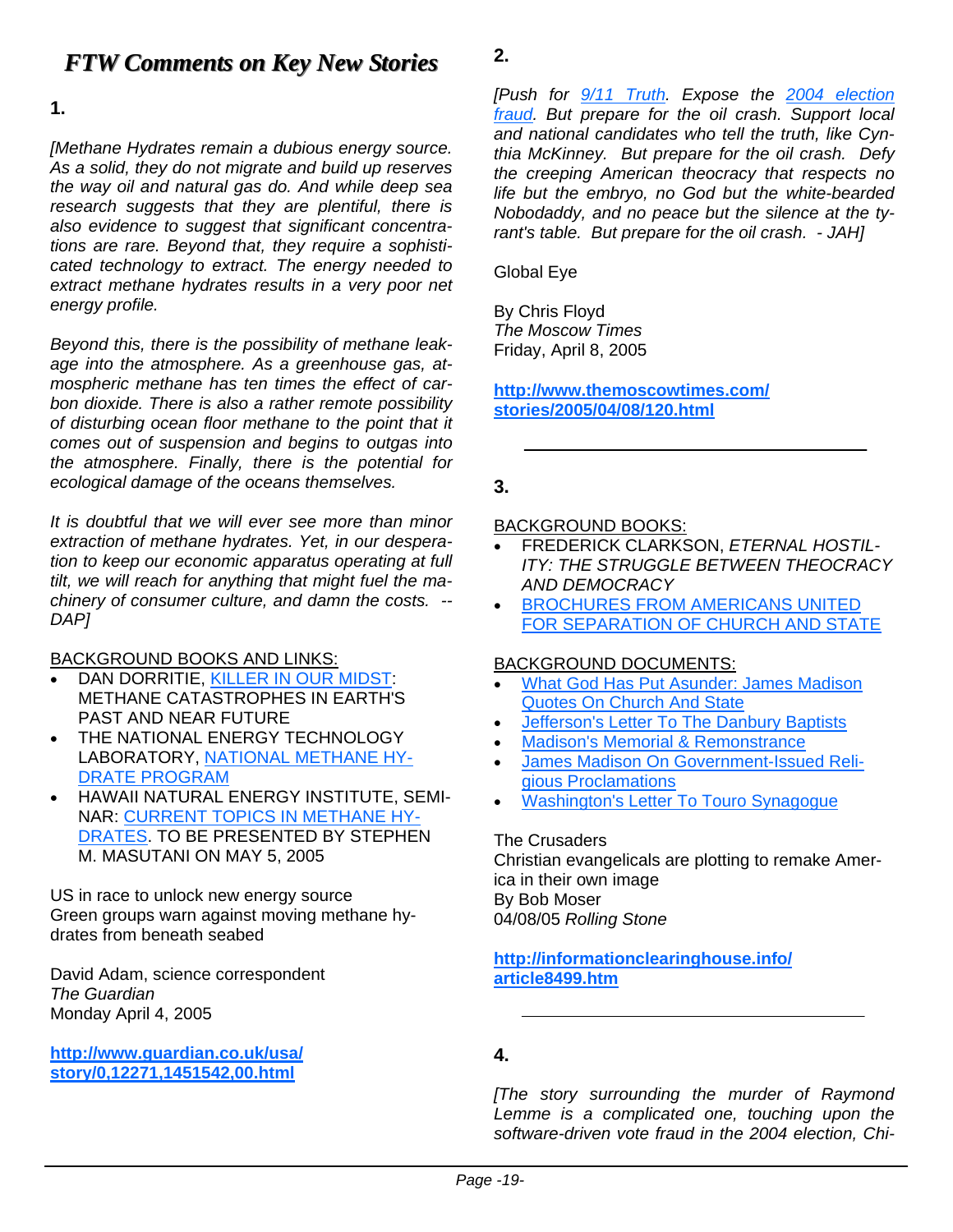# FTW Comments on Key New Stories

**1.**

*[Methane Hydrates remain a dubious energy source. As a solid, they do not migrate and build up reserves the way oil and natural gas do. And while deep sea research suggests that they are plentiful, there is also evidence to suggest that significant concentrations are rare. Beyond that, they require a sophisticated technology to extract. The energy needed to extract methane hydrates results in a very poor net energy profile.*

*Beyond this, there is the possibility of methane leakage into the atmosphere. As a greenhouse gas, atmospheric methane has ten times the effect of carbon dioxide. There is also a rather remote possibility of disturbing ocean floor methane to the point that it comes out of suspension and begins to outgas into the atmosphere. Finally, there is the potential for ecological damage of the oceans themselves.*

*It is doubtful that we will ever see more than minor extraction of methane hydrates. Yet, in our desperation to keep our economic apparatus operating at full tilt, we will reach for anything that might fuel the machinery of consumer culture, and damn the costs. --DAP]*

BACKGROUND BOOKS AND LINKS:

- DAN DORRITIE, KILLER IN OUR MIDST: METHANE CATASTROPHES IN EARTH'S PAST AND NEAR FUTURE
- THE NATIONAL ENERGY TECHNOLOGY LABORATORY, NATIONAL METHANE HYDRATE PROGRAM
- HAWAII NATURAL ENERGY INSTITUTE, SEMINAR: CURRENT TOPICS IN METHANE HYDRATES. TO BE PRESENTED BY STEPHEN M. MASUTANI ON MAY 5, 2005

US in race to unlock new energy source
Green groups warn against moving methane hydrates from beneath seabed

David Adam, science correspondent
*The Guardian*
Monday April 4, 2005

**http://www.guardian.co.uk/usa/story/0,12271,1451542,00.html**

**2.**

*[Push for 9/11 Truth. Expose the 2004 election fraud. But prepare for the oil crash. Support local and national candidates who tell the truth, like Cynthia McKinney. But prepare for the oil crash. Defy the creeping American theocracy that respects no life but the embryo, no God but the white-bearded Nobodaddy, and no peace but the silence at the tyrant's table. But prepare for the oil crash. - JAH]*

Global Eye

By Chris Floyd
*The Moscow Times*
Friday, April 8, 2005

**http://www.themoscowtimes.com/stories/2005/04/08/120.html**

---

**3.**

BACKGROUND BOOKS:

- FREDERICK CLARKSON, *ETERNAL HOSTILITY: THE STRUGGLE BETWEEN THEOCRACY AND DEMOCRACY*
- BROCHURES FROM AMERICANS UNITED FOR SEPARATION OF CHURCH AND STATE

BACKGROUND DOCUMENTS:

- What God Has Put Asunder: James Madison Quotes On Church And State
- Jefferson's Letter To The Danbury Baptists
- Madison's Memorial & Remonstrance
- James Madison On Government-Issued Religious Proclamations
- Washington's Letter To Touro Synagogue

The Crusaders
Christian evangelicals are plotting to remake America in their own image
By Bob Moser
04/08/05 *Rolling Stone*

**http://informationclearinghouse.info/article8499.htm**

---

**4.**

*[The story surrounding the murder of Raymond Lemme is a complicated one, touching upon the software-driven vote fraud in the 2004 election, Chi-*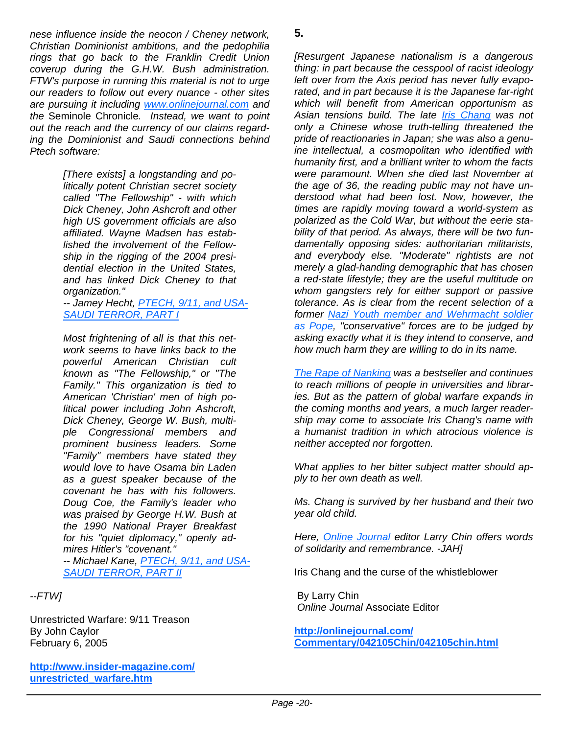*nese influence inside the neocon / Cheney network, Christian Dominionist ambitions, and the pedophilia rings that go back to the Franklin Credit Union coverup during the G.H.W. Bush administration. FTW's purpose in running this material is not to urge our readers to follow out every nuance - other sites are pursuing it including [www.onlinejournal.com](www.onlinejournal.com) and the* Seminole Chronicle*. Instead, we want to point out the reach and the currency of our claims regarding the Dominionist and Saudi connections behind Ptech software:*

> *[There exists] a longstanding and politically potent Christian secret society called "The Fellowship" - with which Dick Cheney, John Ashcroft and other high US government officials are also affiliated. Wayne Madsen has established the involvement of the Fellowship in the rigging of the 2004 presidential election in the United States, and has linked Dick Cheney to that organization."*
> *-- Jamey Hecht, [PTECH, 9/11, and USA-SAUDI TERROR, PART I]*
>
> *Most frightening of all is that this network seems to have links back to the powerful American Christian cult known as "The Fellowship," or "The Family." This organization is tied to American 'Christian' men of high political power including John Ashcroft, Dick Cheney, George W. Bush, multiple Congressional members and prominent business leaders. Some "Family" members have stated they would love to have Osama bin Laden as a guest speaker because of the covenant he has with his followers. Doug Coe, the Family's leader who was praised by George H.W. Bush at the 1990 National Prayer Breakfast for his "quiet diplomacy," openly admires Hitler's "covenant."*
> *-- Michael Kane, [PTECH, 9/11, and USA-SAUDI TERROR, PART II]*

*--FTW]*

Unrestricted Warfare: 9/11 Treason
By John Caylor
February 6, 2005

**[http://www.insider-magazine.com/unrestricted_warfare.htm](http://www.insider-magazine.com/unrestricted_warfare.htm)**

**5.**

*[Resurgent Japanese nationalism is a dangerous thing: in part because the cesspool of racist ideology left over from the Axis period has never fully evaporated, and in part because it is the Japanese far-right which will benefit from American opportunism as Asian tensions build. The late [Iris Chang] was not only a Chinese whose truth-telling threatened the pride of reactionaries in Japan; she was also a genuine intellectual, a cosmopolitan who identified with humanity first, and a brilliant writer to whom the facts were paramount. When she died last November at the age of 36, the reading public may not have understood what had been lost. Now, however, the times are rapidly moving toward a world-system as polarized as the Cold War, but without the eerie stability of that period. As always, there will be two fundamentally opposing sides: authoritarian militarists, and everybody else. "Moderate" rightists are not merely a glad-handing demographic that has chosen a red-state lifestyle; they are the useful multitude on whom gangsters rely for either support or passive tolerance. As is clear from the recent selection of a former [Nazi Youth member and Wehrmacht soldier as Pope], "conservative" forces are to be judged by asking exactly what it is they intend to conserve, and how much harm they are willing to do in its name.*

*[The Rape of Nanking] was a bestseller and continues to reach millions of people in universities and libraries. But as the pattern of global warfare expands in the coming months and years, a much larger readership may come to associate Iris Chang's name with a humanist tradition in which atrocious violence is neither accepted nor forgotten.*

*What applies to her bitter subject matter should apply to her own death as well.*

*Ms. Chang is survived by her husband and their two year old child.*

*Here, [Online Journal] editor Larry Chin offers words of solidarity and remembrance. -JAH]*

Iris Chang and the curse of the whistleblower

By Larry Chin
*Online Journal* Associate Editor

**[http://onlinejournal.com/Commentary/042105Chin/042105chin.html](http://onlinejournal.com/Commentary/042105Chin/042105chin.html)**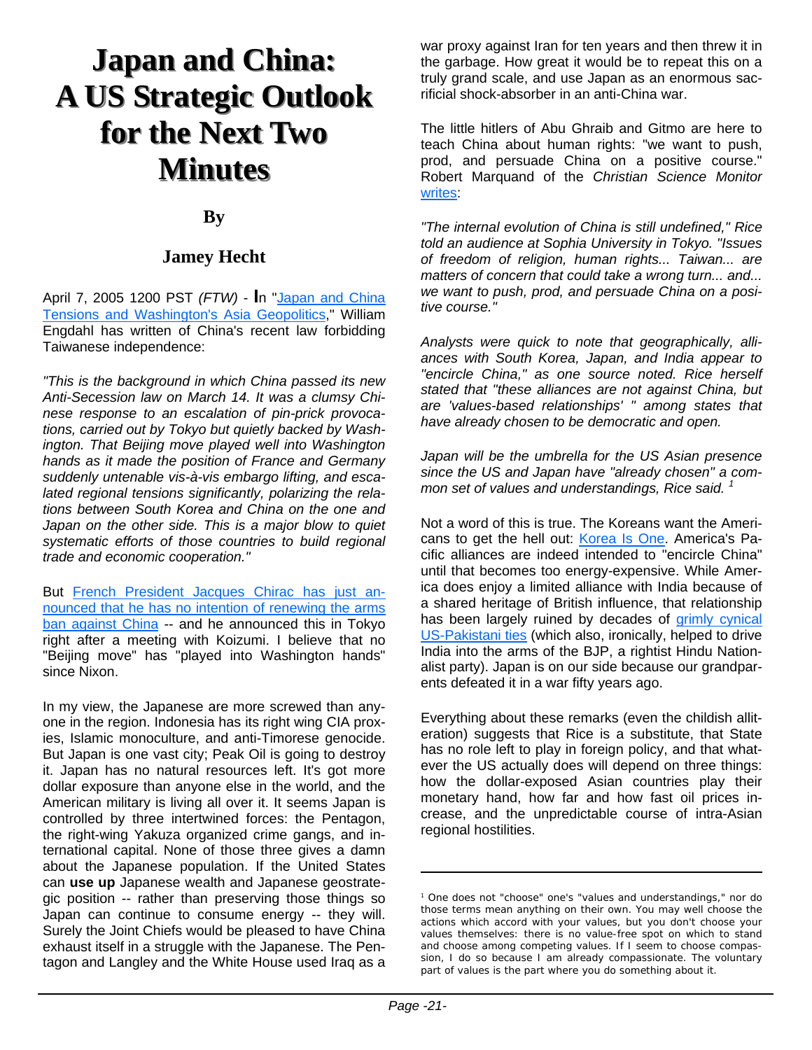# Japan and China: A US Strategic Outlook for the Next Two Minutes

**By**

**Jamey Hecht**

April 7, 2005 1200 PST *(FTW)* - In "Japan and China Tensions and Washington's Asia Geopolitics," William Engdahl has written of China's recent law forbidding Taiwanese independence:

*"This is the background in which China passed its new Anti-Secession law on March 14. It was a clumsy Chinese response to an escalation of pin-prick provocations, carried out by Tokyo but quietly backed by Washington. That Beijing move played well into Washington hands as it made the position of France and Germany suddenly untenable vis-à-vis embargo lifting, and escalated regional tensions significantly, polarizing the relations between South Korea and China on the one and Japan on the other side. This is a major blow to quiet systematic efforts of those countries to build regional trade and economic cooperation."*

But French President Jacques Chirac has just announced that he has no intention of renewing the arms ban against China -- and he announced this in Tokyo right after a meeting with Koizumi. I believe that no "Beijing move" has "played into Washington hands" since Nixon.

In my view, the Japanese are more screwed than anyone in the region. Indonesia has its right wing CIA proxies, Islamic monoculture, and anti-Timorese genocide. But Japan is one vast city; Peak Oil is going to destroy it. Japan has no natural resources left. It's got more dollar exposure than anyone else in the world, and the American military is living all over it. It seems Japan is controlled by three intertwined forces: the Pentagon, the right-wing Yakuza organized crime gangs, and international capital. None of those three gives a damn about the Japanese population. If the United States can **use up** Japanese wealth and Japanese geostrategic position -- rather than preserving those things so Japan can continue to consume energy -- they will. Surely the Joint Chiefs would be pleased to have China exhaust itself in a struggle with the Japanese. The Pentagon and Langley and the White House used Iraq as a war proxy against Iran for ten years and then threw it in the garbage. How great it would be to repeat this on a truly grand scale, and use Japan as an enormous sacrificial shock-absorber in an anti-China war.

The little hitlers of Abu Ghraib and Gitmo are here to teach China about human rights: "we want to push, prod, and persuade China on a positive course." Robert Marquand of the *Christian Science Monitor* writes:

*"The internal evolution of China is still undefined," Rice told an audience at Sophia University in Tokyo. "Issues of freedom of religion, human rights... Taiwan... are matters of concern that could take a wrong turn... and... we want to push, prod, and persuade China on a positive course."*

*Analysts were quick to note that geographically, alliances with South Korea, Japan, and India appear to "encircle China," as one source noted. Rice herself stated that "these alliances are not against China, but are 'values-based relationships' " among states that have already chosen to be democratic and open.*

*Japan will be the umbrella for the US Asian presence since the US and Japan have "already chosen" a common set of values and understandings, Rice said.* [1]

Not a word of this is true. The Koreans want the Americans to get the hell out: Korea Is One. America's Pacific alliances are indeed intended to "encircle China" until that becomes too energy-expensive. While America does enjoy a limited alliance with India because of a shared heritage of British influence, that relationship has been largely ruined by decades of grimly cynical US-Pakistani ties (which also, ironically, helped to drive India into the arms of the BJP, a rightist Hindu Nationalist party). Japan is on our side because our grandparents defeated it in a war fifty years ago.

Everything about these remarks (even the childish alliteration) suggests that Rice is a substitute, that State has no role left to play in foreign policy, and that whatever the US actually does will depend on three things: how the dollar-exposed Asian countries play their monetary hand, how far and how fast oil prices increase, and the unpredictable course of intra-Asian regional hostilities.

---

[1] One does not "choose" one's "values and understandings," nor do those terms mean anything on their own. You may well choose the actions which accord with your values, but you don't choose your values themselves: there is no value-free spot on which to stand and choose among competing values. If I seem to choose compassion, I do so because I am already compassionate. The voluntary part of values is the part where you do something about it.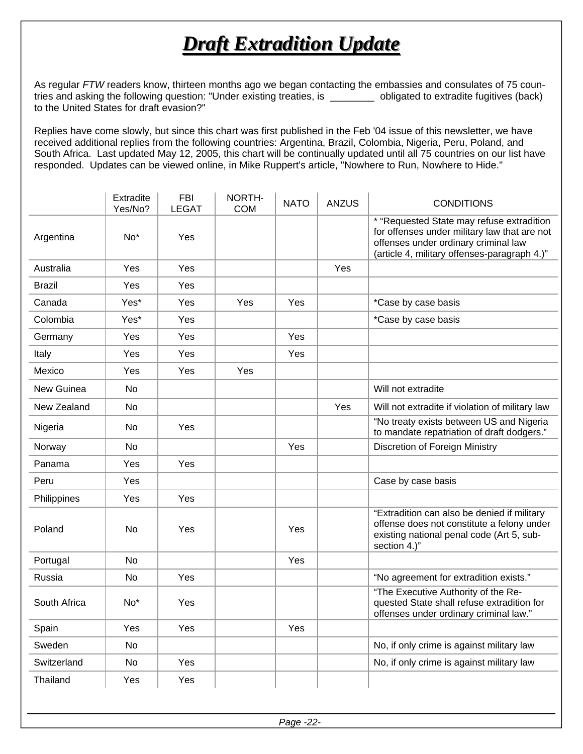# ***Draft Extradition Update***

As regular *FTW* readers know, thirteen months ago we began contacting the embassies and consulates of 75 countries and asking the following question: "Under existing treaties, is ________ obligated to extradite fugitives (back) to the United States for draft evasion?"

Replies have come slowly, but since this chart was first published in the Feb '04 issue of this newsletter, we have received additional replies from the following countries: Argentina, Brazil, Colombia, Nigeria, Peru, Poland, and South Africa. Last updated May 12, 2005, this chart will be continually updated until all 75 countries on our list have responded. Updates can be viewed online, in Mike Ruppert's article, "Nowhere to Run, Nowhere to Hide."

| | Extradite Yes/No? | FBI LEGAT | NORTH-COM | NATO | ANZUS | CONDITIONS |
|---|---|---|---|---|---|---|
| Argentina | No* | Yes | | | | * "Requested State may refuse extradition for offenses under military law that are not offenses under ordinary criminal law (article 4, military offenses-paragraph 4.)" |
| Australia | Yes | Yes | | | Yes | |
| Brazil | Yes | Yes | | | | |
| Canada | Yes* | Yes | Yes | Yes | | *Case by case basis |
| Colombia | Yes* | Yes | | | | *Case by case basis |
| Germany | Yes | Yes | | Yes | | |
| Italy | Yes | Yes | | Yes | | |
| Mexico | Yes | Yes | Yes | | | |
| New Guinea | No | | | | | Will not extradite |
| New Zealand | No | | | | Yes | Will not extradite if violation of military law |
| Nigeria | No | Yes | | | | "No treaty exists between US and Nigeria to mandate repatriation of draft dodgers." |
| Norway | No | | | Yes | | Discretion of Foreign Ministry |
| Panama | Yes | Yes | | | | |
| Peru | Yes | | | | | Case by case basis |
| Philippines | Yes | Yes | | | | |
| Poland | No | Yes | | Yes | | "Extradition can also be denied if military offense does not constitute a felony under existing national penal code (Art 5, sub-section 4.)" |
| Portugal | No | | | Yes | | |
| Russia | No | Yes | | | | "No agreement for extradition exists." |
| South Africa | No* | Yes | | | | "The Executive Authority of the Requested State shall refuse extradition for offenses under ordinary criminal law." |
| Spain | Yes | Yes | | Yes | | |
| Sweden | No | | | | | No, if only crime is against military law |
| Switzerland | No | Yes | | | | No, if only crime is against military law |
| Thailand | Yes | Yes | | | | |